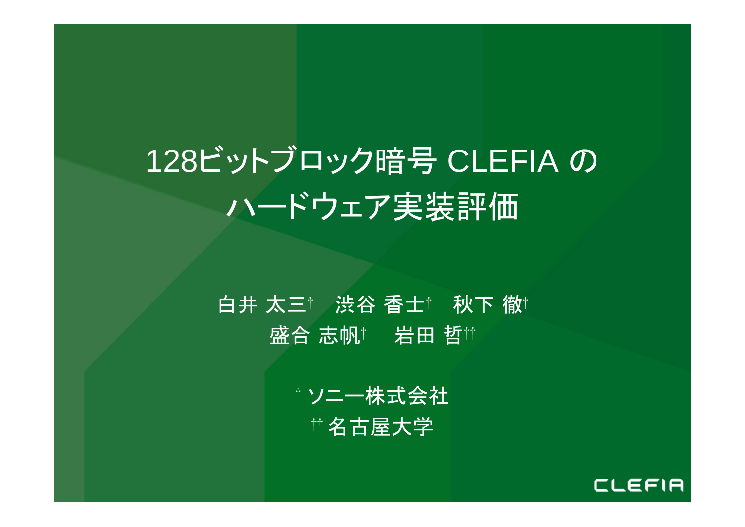# 128ビットブロック暗号 CLEFIA の ハードウェア実装評価

白井 太三[†]　渋谷 香士[†]　秋下 徹[†]

盛合 志帆[†]　岩田 哲[††]

[†] ソニー株式会社

[††] 名古屋大学

CLEFIA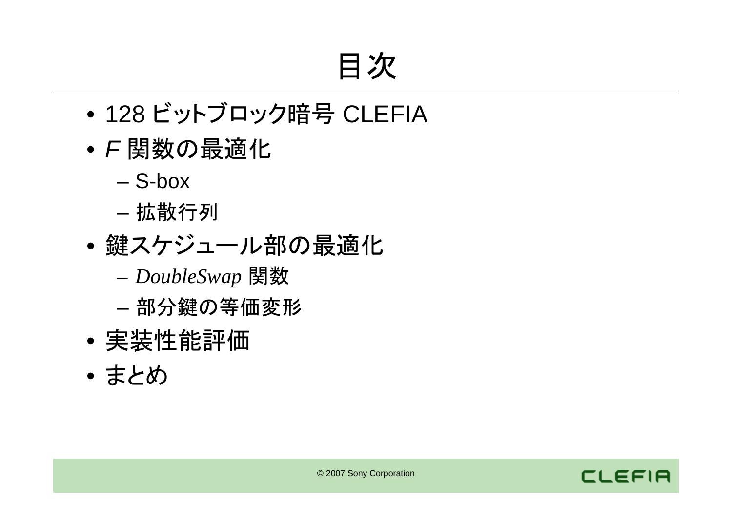# 目次

- 128 ビットブロック暗号 CLEFIA
- *F* 関数の最適化
  - S-box
  - 拡散行列
- 鍵スケジュール部の最適化
  - *DoubleSwap* 関数
  - 部分鍵の等価変形
- 実装性能評価
- まとめ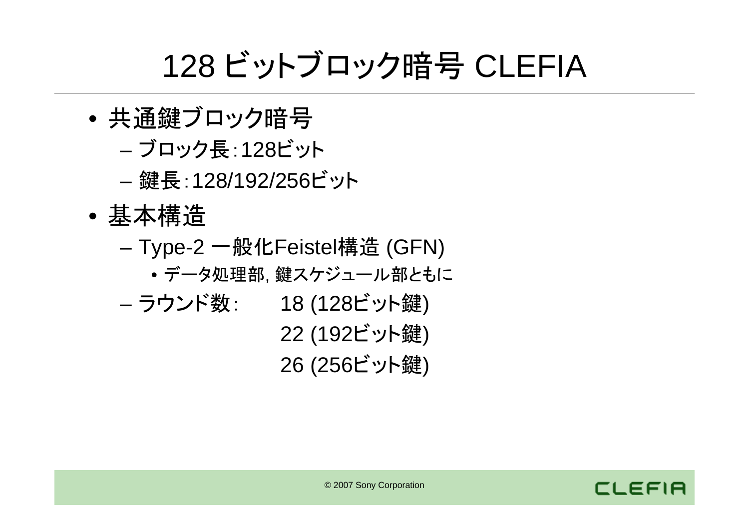# 128 ビットブロック暗号 CLEFIA

- 共通鍵ブロック暗号
  - ブロック長：128ビット
  - 鍵長：128/192/256ビット
- 基本構造
  - Type-2 一般化Feistel構造 (GFN)
    - データ処理部, 鍵スケジュール部ともに
  - ラウンド数：
    - 18 (128ビット鍵)
    - 22 (192ビット鍵)
    - 26 (256ビット鍵)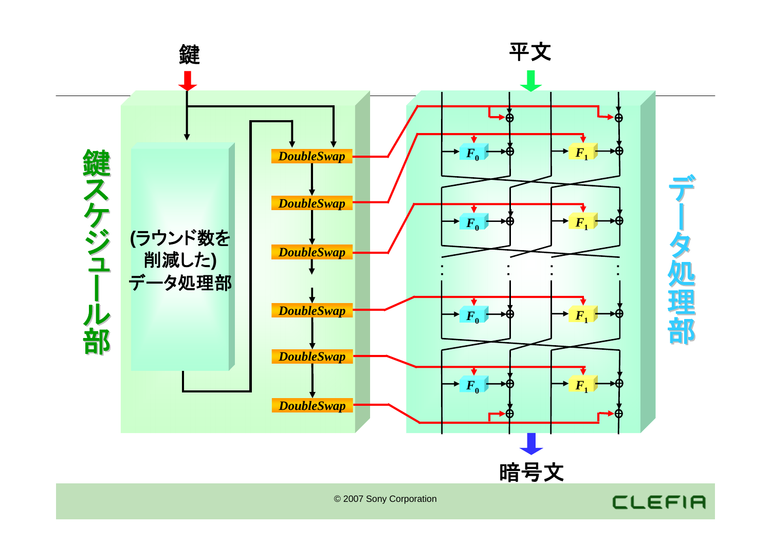鍵

平文

鍵スケジュール部

(ラウンド数を削減した)データ処理部

DoubleSwap

DoubleSwap

DoubleSwap

DoubleSwap

DoubleSwap

DoubleSwap

$F_0$ $F_1$

$F_0$ $F_1$

$F_0$ $F_1$

$F_0$ $F_1$

データ処理部

暗号文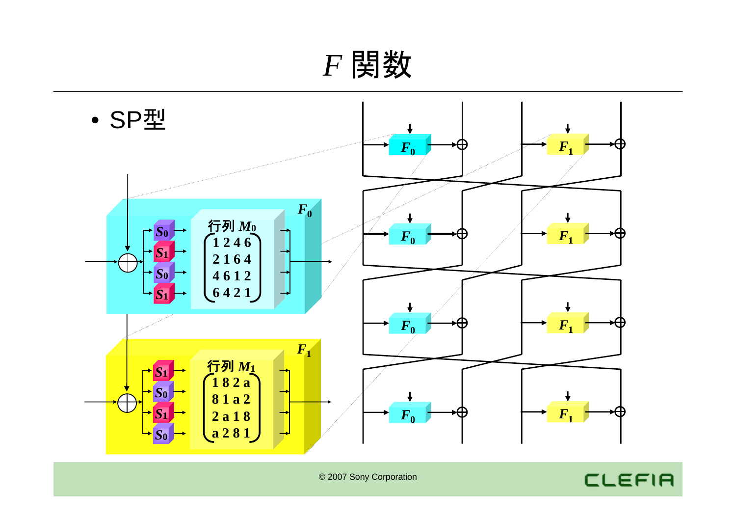# $F$ 関数

- SP型

$F_0$

$S_0$, $S_1$, $S_0$, $S_1$

行列 $M_0$

$$\begin{pmatrix} 1 & 2 & 4 & 6 \\ 2 & 1 & 6 & 4 \\ 4 & 6 & 1 & 2 \\ 6 & 4 & 2 & 1 \end{pmatrix}$$

$F_1$

$S_1$, $S_0$, $S_1$, $S_0$

行列 $M_1$

$$\begin{pmatrix} 1 & 8 & 2 & a \\ 8 & 1 & a & 2 \\ 2 & a & 1 & 8 \\ a & 2 & 8 & 1 \end{pmatrix}$$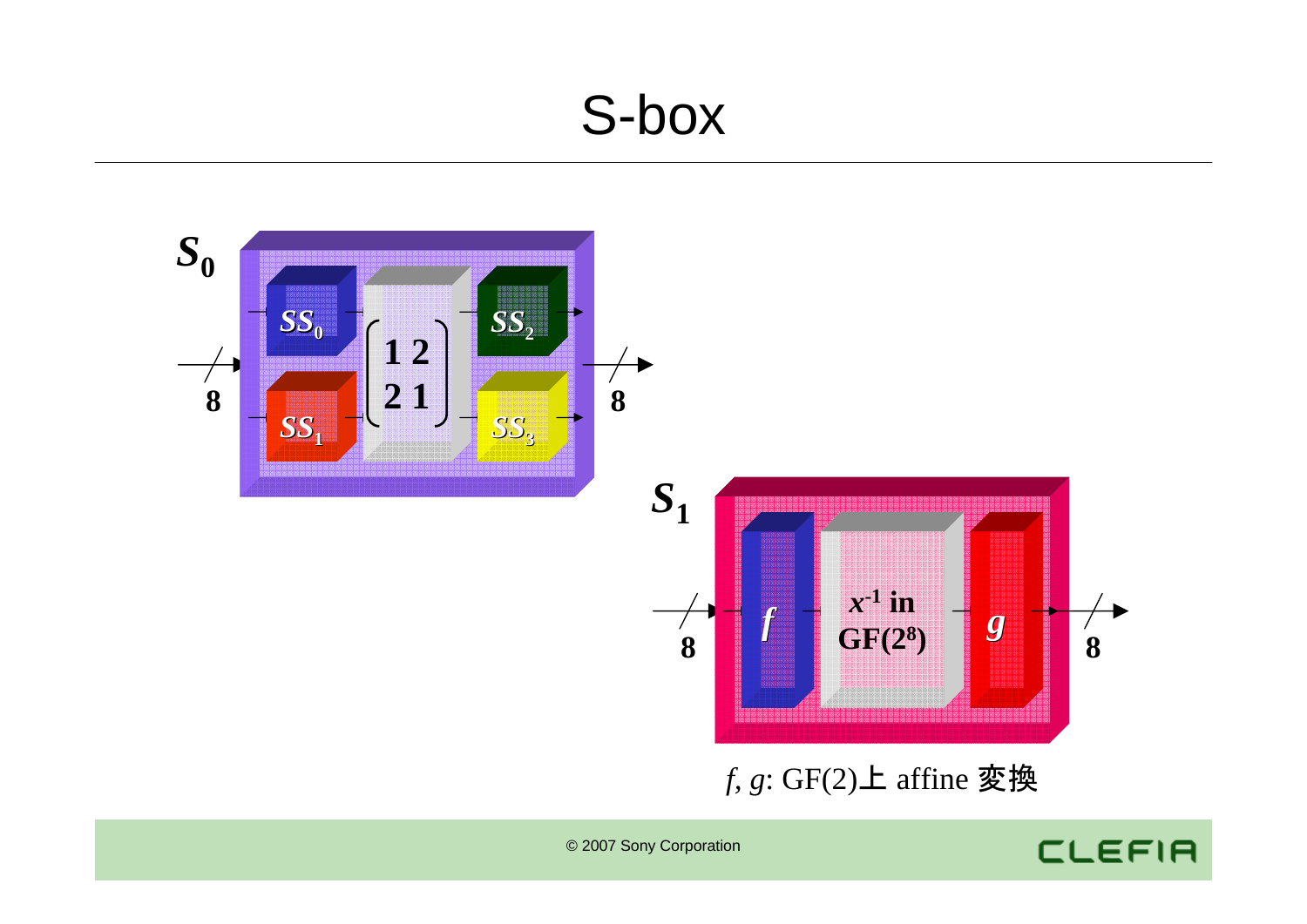# S-box

$S_0$

$SS_0$, $SS_1$, $\begin{pmatrix} 1 & 2 \\ 2 & 1 \end{pmatrix}$, $SS_2$, $SS_3$

8 → 8

$S_1$

$f$ → $x^{-1}$ in $GF(2^8)$ → $g$

8 → 8

$f$, $g$: GF(2)上 affine 変換

© 2007 Sony Corporation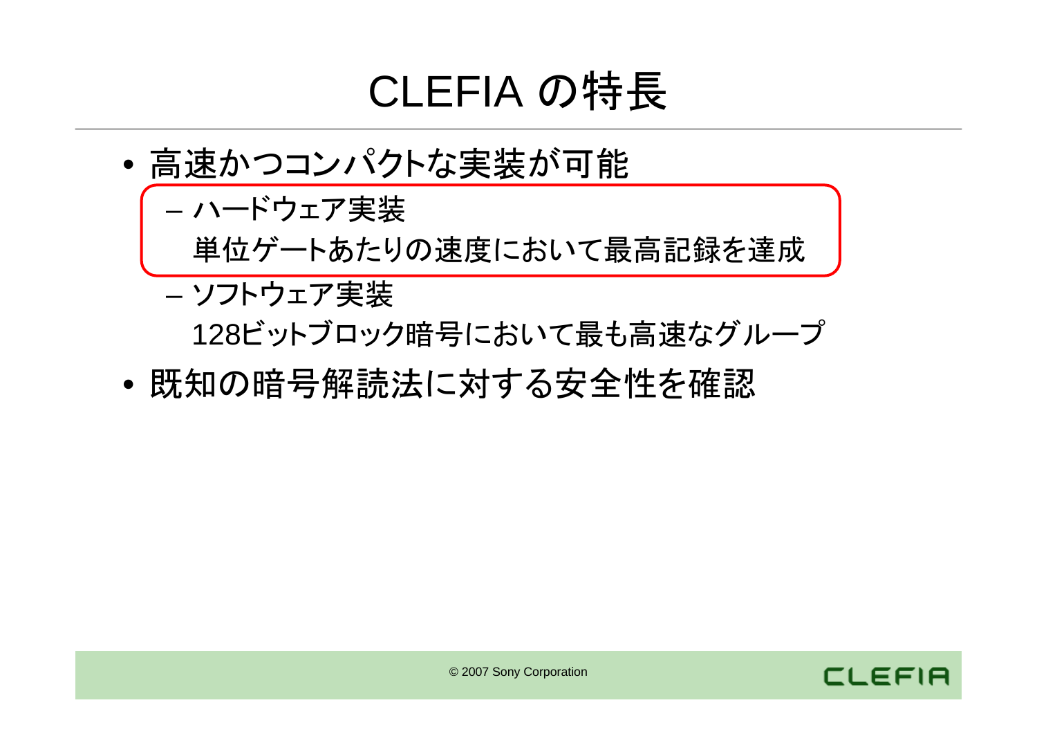# CLEFIA の特長

- 高速かつコンパクトな実装が可能
  - ハードウェア実装
    単位ゲートあたりの速度において最高記録を達成
  - ソフトウェア実装
    128ビットブロック暗号において最も高速なグループ
- 既知の暗号解読法に対する安全性を確認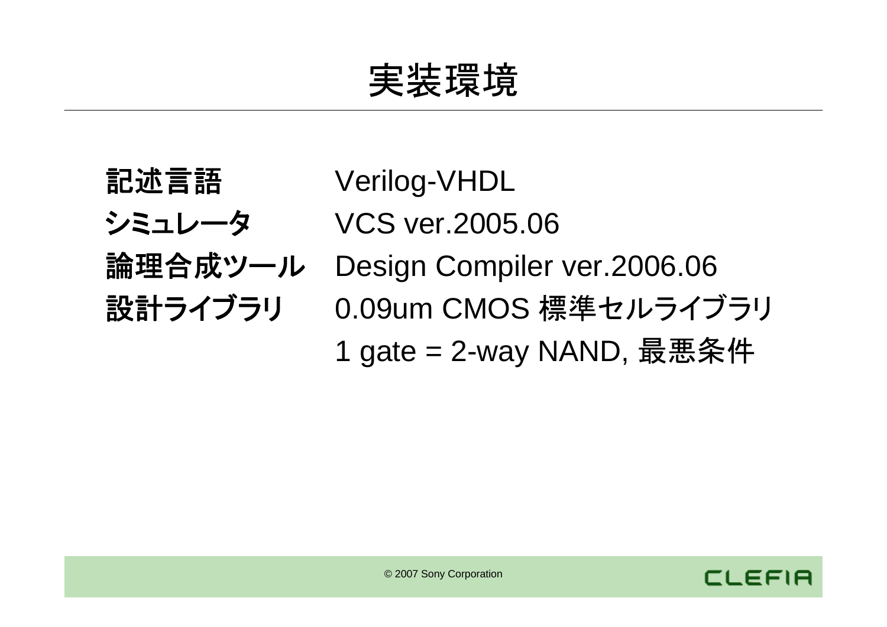# 実装環境

| | |
|---|---|
| **記述言語** | Verilog-VHDL |
| **シミュレータ** | VCS ver.2005.06 |
| **論理合成ツール** | Design Compiler ver.2006.06 |
| **設計ライブラリ** | 0.09um CMOS 標準セルライブラリ |
| | 1 gate = 2-way NAND, 最悪条件 |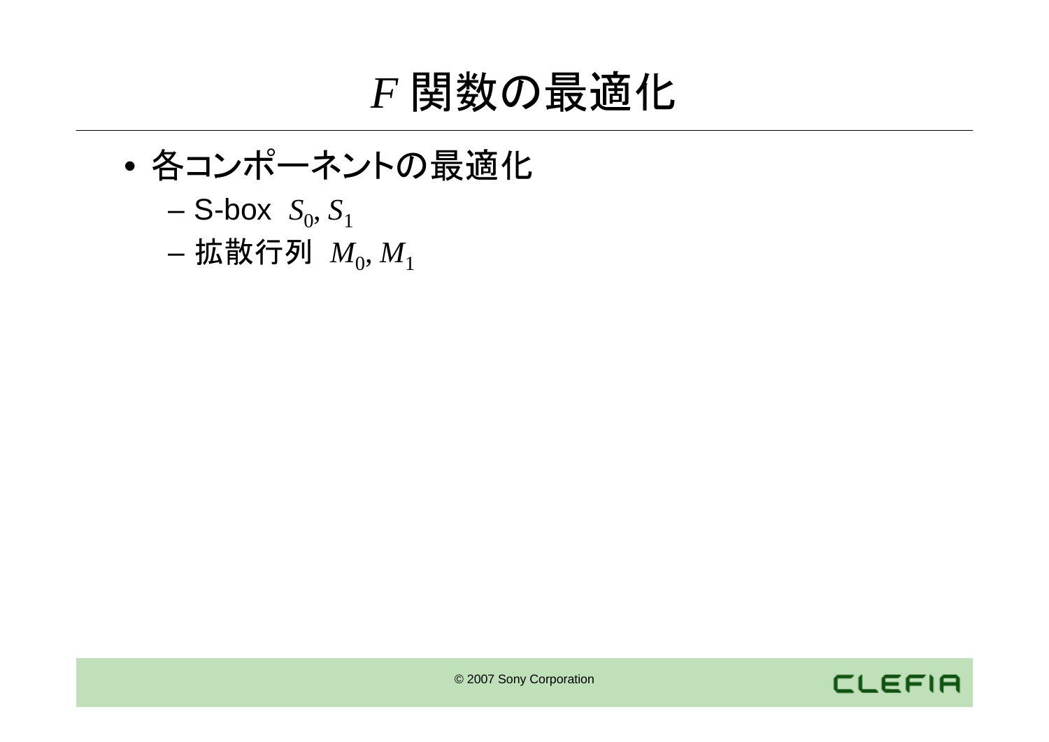# $F$ 関数の最適化

- 各コンポーネントの最適化
  - S-box $S_0, S_1$
  - 拡散行列 $M_0, M_1$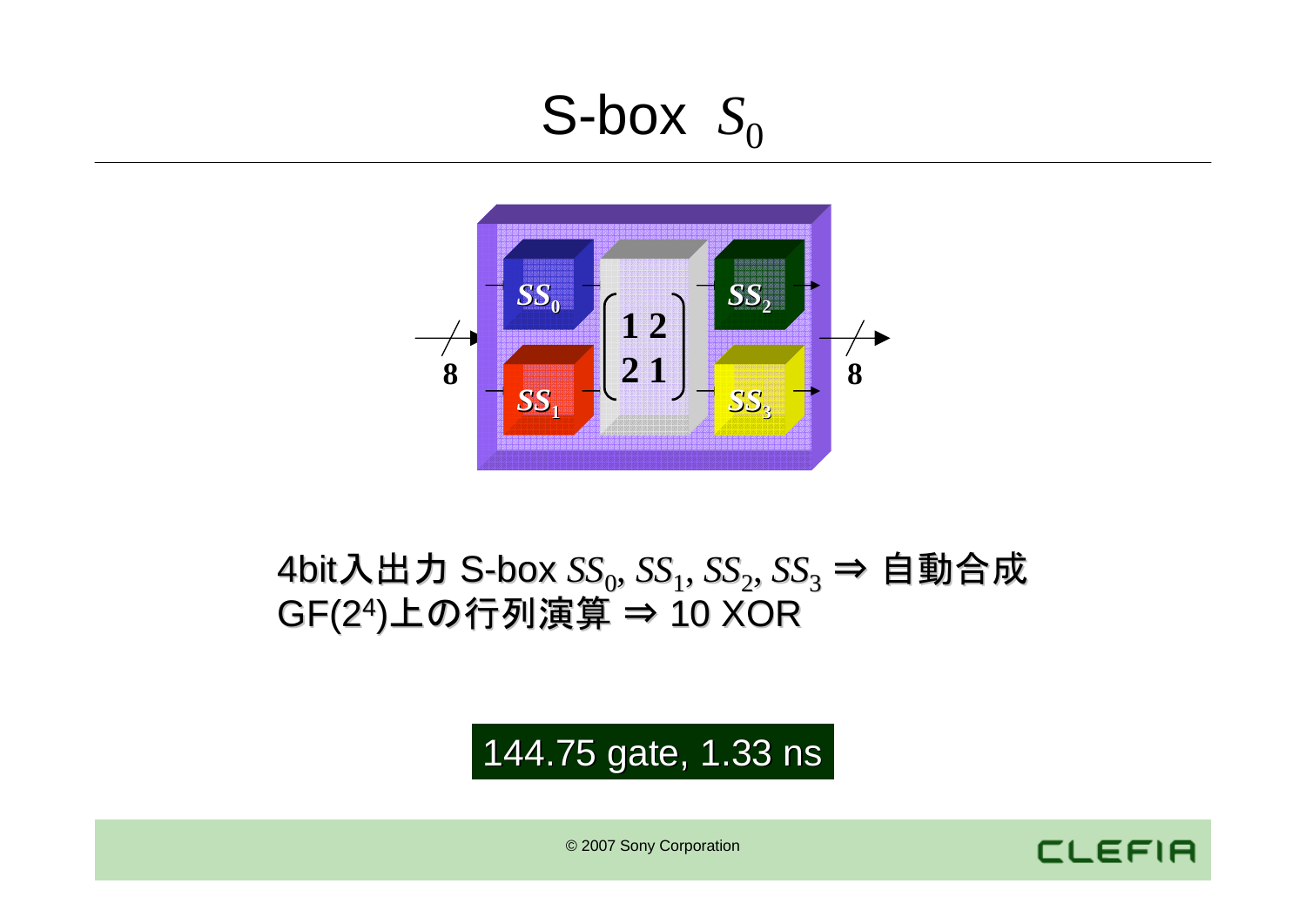# S-box $S_0$

4bit入出力 S-box $SS_0, SS_1, SS_2, SS_3$ ⇒ 自動合成
GF($2^4$)上の行列演算 ⇒ 10 XOR

144.75 gate, 1.33 ns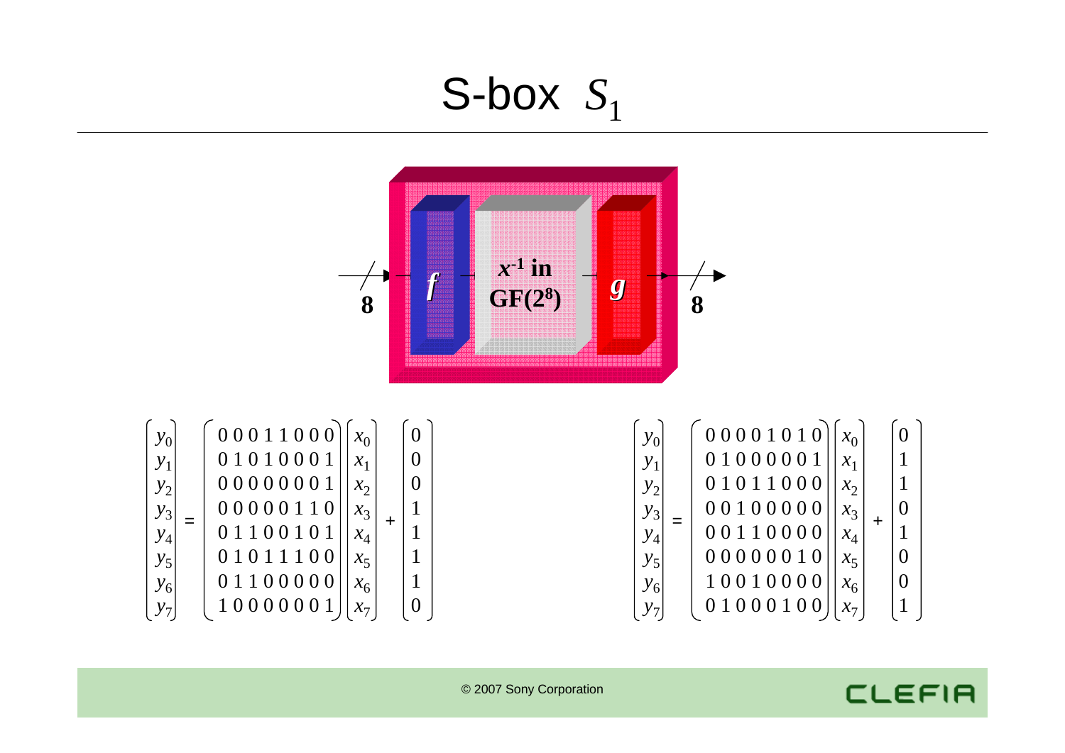# S-box $S_1$

8 → $f$ → $x^{-1}$ in GF($2^8$) → $g$ → 8

$$
\begin{pmatrix} y_0 \\ y_1 \\ y_2 \\ y_3 \\ y_4 \\ y_5 \\ y_6 \\ y_7 \end{pmatrix}
=
\begin{pmatrix}
0&0&0&1&1&0&0&0 \\
0&1&0&1&0&0&0&1 \\
0&0&0&0&0&0&0&1 \\
0&0&0&0&0&1&1&0 \\
0&1&1&0&0&1&0&1 \\
0&1&0&1&1&1&0&0 \\
0&1&1&0&0&0&0&0 \\
1&0&0&0&0&0&0&1
\end{pmatrix}
\begin{pmatrix} x_0 \\ x_1 \\ x_2 \\ x_3 \\ x_4 \\ x_5 \\ x_6 \\ x_7 \end{pmatrix}
+
\begin{pmatrix} 0 \\ 0 \\ 0 \\ 1 \\ 1 \\ 1 \\ 1 \\ 0 \end{pmatrix}
$$

$$
\begin{pmatrix} y_0 \\ y_1 \\ y_2 \\ y_3 \\ y_4 \\ y_5 \\ y_6 \\ y_7 \end{pmatrix}
=
\begin{pmatrix}
0&0&0&0&1&0&1&0 \\
0&1&0&0&0&0&0&1 \\
0&1&0&1&1&0&0&0 \\
0&0&1&0&0&0&0&0 \\
0&0&1&1&0&0&0&0 \\
0&0&0&0&0&0&1&0 \\
1&0&0&1&0&0&0&0 \\
0&1&0&0&0&1&0&0
\end{pmatrix}
\begin{pmatrix} x_0 \\ x_1 \\ x_2 \\ x_3 \\ x_4 \\ x_5 \\ x_6 \\ x_7 \end{pmatrix}
+
\begin{pmatrix} 0 \\ 1 \\ 1 \\ 0 \\ 1 \\ 0 \\ 0 \\ 1 \end{pmatrix}
$$

© 2007 Sony Corporation

CLEFIA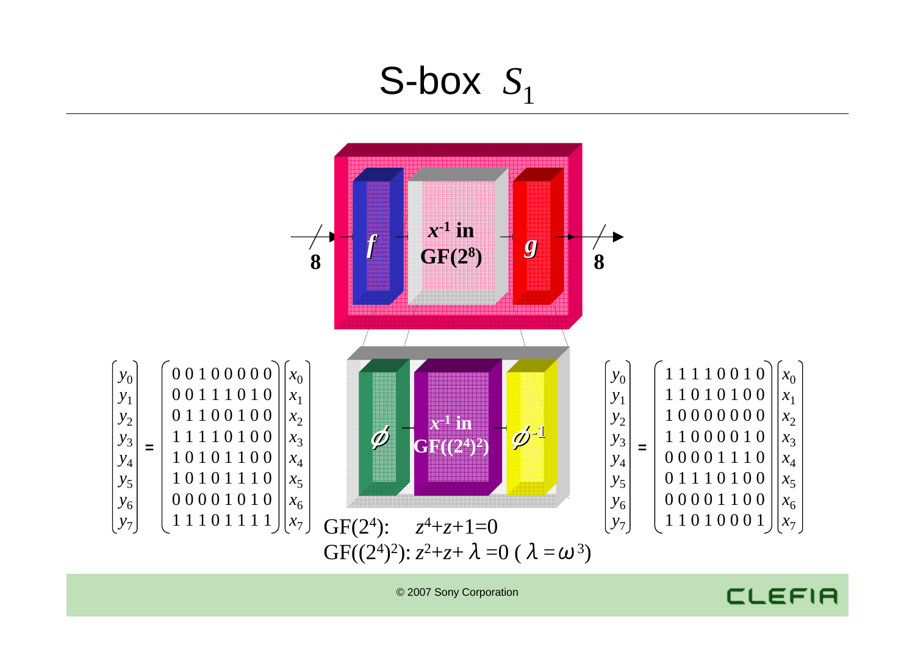# S-box $S_1$

$f$ → $x^{-1}$ in GF($2^8$) → $g$ (8-bit input, 8-bit output)

$\phi$ → $x^{-1}$ in GF($(2^4)^2$) → $\phi^{-1}$

$$
\begin{pmatrix} y_0 \\ y_1 \\ y_2 \\ y_3 \\ y_4 \\ y_5 \\ y_6 \\ y_7 \end{pmatrix}
=
\begin{pmatrix}
0&0&1&0&0&0&0&0 \\
0&0&1&1&1&0&1&0 \\
0&1&1&0&0&1&0&0 \\
1&1&1&1&0&1&0&0 \\
1&0&1&0&1&1&0&0 \\
1&0&1&0&1&1&1&0 \\
0&0&0&0&1&0&1&0 \\
1&1&1&0&1&1&1&1
\end{pmatrix}
\begin{pmatrix} x_0 \\ x_1 \\ x_2 \\ x_3 \\ x_4 \\ x_5 \\ x_6 \\ x_7 \end{pmatrix}
$$

$$
\begin{pmatrix} y_0 \\ y_1 \\ y_2 \\ y_3 \\ y_4 \\ y_5 \\ y_6 \\ y_7 \end{pmatrix}
=
\begin{pmatrix}
1&1&1&1&0&0&1&0 \\
1&1&0&1&0&1&0&0 \\
1&0&0&0&0&0&0&0 \\
1&1&0&0&0&0&1&0 \\
0&0&0&0&1&1&1&0 \\
0&1&1&1&0&1&0&0 \\
0&0&0&0&1&1&0&0 \\
1&1&0&1&0&0&0&1
\end{pmatrix}
\begin{pmatrix} x_0 \\ x_1 \\ x_2 \\ x_3 \\ x_4 \\ x_5 \\ x_6 \\ x_7 \end{pmatrix}
$$

GF($2^4$): $z^4+z+1=0$

GF($(2^4)^2$): $z^2+z+\lambda=0$ ($\lambda=\omega^3$)

© 2007 Sony Corporation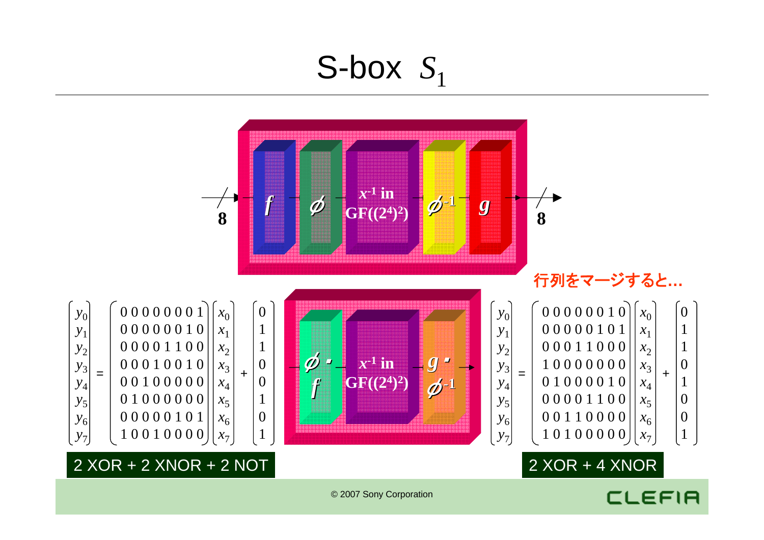# S-box $S_1$

$x^{-1}$ in GF((2^4)^2)

8 → $f$ → $\phi$ → $x^{-1}$ in GF($(2^4)^2$) → $\phi^{-1}$ → $g$ → 8

行列をマージすると…

$\phi \cdot f$ → $x^{-1}$ in GF($(2^4)^2$) → $g \cdot \phi^{-1}$

$$
\begin{pmatrix} y_0 \\ y_1 \\ y_2 \\ y_3 \\ y_4 \\ y_5 \\ y_6 \\ y_7 \end{pmatrix}
=
\begin{pmatrix}
0&0&0&0&0&0&0&1 \\
0&0&0&0&0&0&1&0 \\
0&0&0&0&1&1&0&0 \\
0&0&0&1&0&0&1&0 \\
0&0&1&0&0&0&0&0 \\
0&1&0&0&0&0&0&0 \\
0&0&0&0&0&1&0&1 \\
1&0&0&1&0&0&0&0
\end{pmatrix}
\begin{pmatrix} x_0 \\ x_1 \\ x_2 \\ x_3 \\ x_4 \\ x_5 \\ x_6 \\ x_7 \end{pmatrix}
+
\begin{pmatrix} 0 \\ 1 \\ 1 \\ 0 \\ 0 \\ 1 \\ 0 \\ 1 \end{pmatrix}
$$

2 XOR + 2 XNOR + 2 NOT

$$
\begin{pmatrix} y_0 \\ y_1 \\ y_2 \\ y_3 \\ y_4 \\ y_5 \\ y_6 \\ y_7 \end{pmatrix}
=
\begin{pmatrix}
0&0&0&0&0&0&1&0 \\
0&0&0&0&0&1&0&1 \\
0&0&0&1&1&0&0&0 \\
1&0&0&0&0&0&0&0 \\
0&1&0&0&0&0&1&0 \\
0&0&0&0&1&1&0&0 \\
0&0&1&1&0&0&0&0 \\
1&0&1&0&0&0&0&0
\end{pmatrix}
\begin{pmatrix} x_0 \\ x_1 \\ x_2 \\ x_3 \\ x_4 \\ x_5 \\ x_6 \\ x_7 \end{pmatrix}
+
\begin{pmatrix} 0 \\ 1 \\ 1 \\ 0 \\ 1 \\ 0 \\ 0 \\ 1 \end{pmatrix}
$$

2 XOR + 4 XNOR

© 2007 Sony Corporation

CLEFIA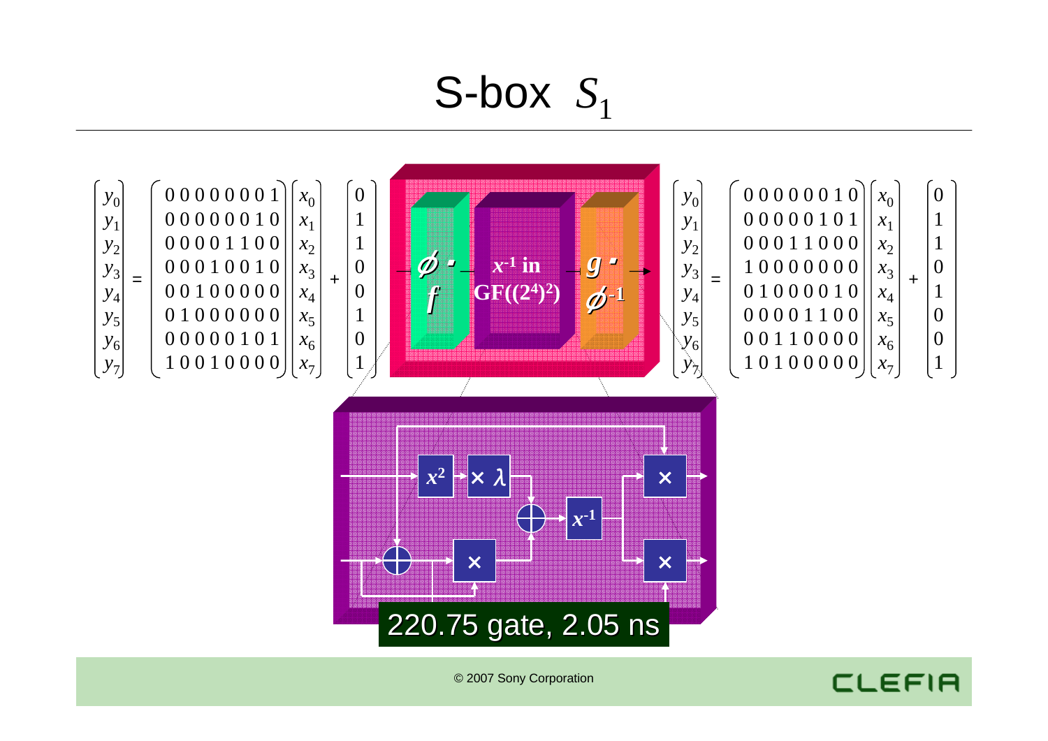# S-box $S_1$

$$\begin{pmatrix} y_0 \\ y_1 \\ y_2 \\ y_3 \\ y_4 \\ y_5 \\ y_6 \\ y_7 \end{pmatrix} = \begin{pmatrix} 0&0&0&0&0&0&0&1 \\ 0&0&0&0&0&0&1&0 \\ 0&0&0&0&1&1&0&0 \\ 0&0&0&1&0&0&1&0 \\ 0&0&1&0&0&0&0&0 \\ 0&1&0&0&0&0&0&0 \\ 0&0&0&0&0&1&0&1 \\ 1&0&0&1&0&0&0&0 \end{pmatrix} \begin{pmatrix} x_0 \\ x_1 \\ x_2 \\ x_3 \\ x_4 \\ x_5 \\ x_6 \\ x_7 \end{pmatrix} + \begin{pmatrix} 0 \\ 1 \\ 1 \\ 0 \\ 0 \\ 1 \\ 0 \\ 1 \end{pmatrix}$$

$\phi \cdot f$ → $x^{-1}$ in $GF((2^4)^2)$ → $g \cdot \phi^{-1}$

$$\begin{pmatrix} y_0 \\ y_1 \\ y_2 \\ y_3 \\ y_4 \\ y_5 \\ y_6 \\ y_7 \end{pmatrix} = \begin{pmatrix} 0&0&0&0&0&0&1&0 \\ 0&0&0&0&0&1&0&1 \\ 0&0&0&1&1&0&0&0 \\ 1&0&0&0&0&0&0&0 \\ 0&1&0&0&0&0&1&0 \\ 0&0&0&0&1&1&0&0 \\ 0&0&1&1&0&0&0&0 \\ 1&0&1&0&0&0&0&0 \end{pmatrix} \begin{pmatrix} x_0 \\ x_1 \\ x_2 \\ x_3 \\ x_4 \\ x_5 \\ x_6 \\ x_7 \end{pmatrix} + \begin{pmatrix} 0 \\ 1 \\ 1 \\ 0 \\ 1 \\ 0 \\ 0 \\ 1 \end{pmatrix}$$

$x^2$, $\times\lambda$, $\oplus$, $x^{-1}$, $\times$

220.75 gate, 2.05 ns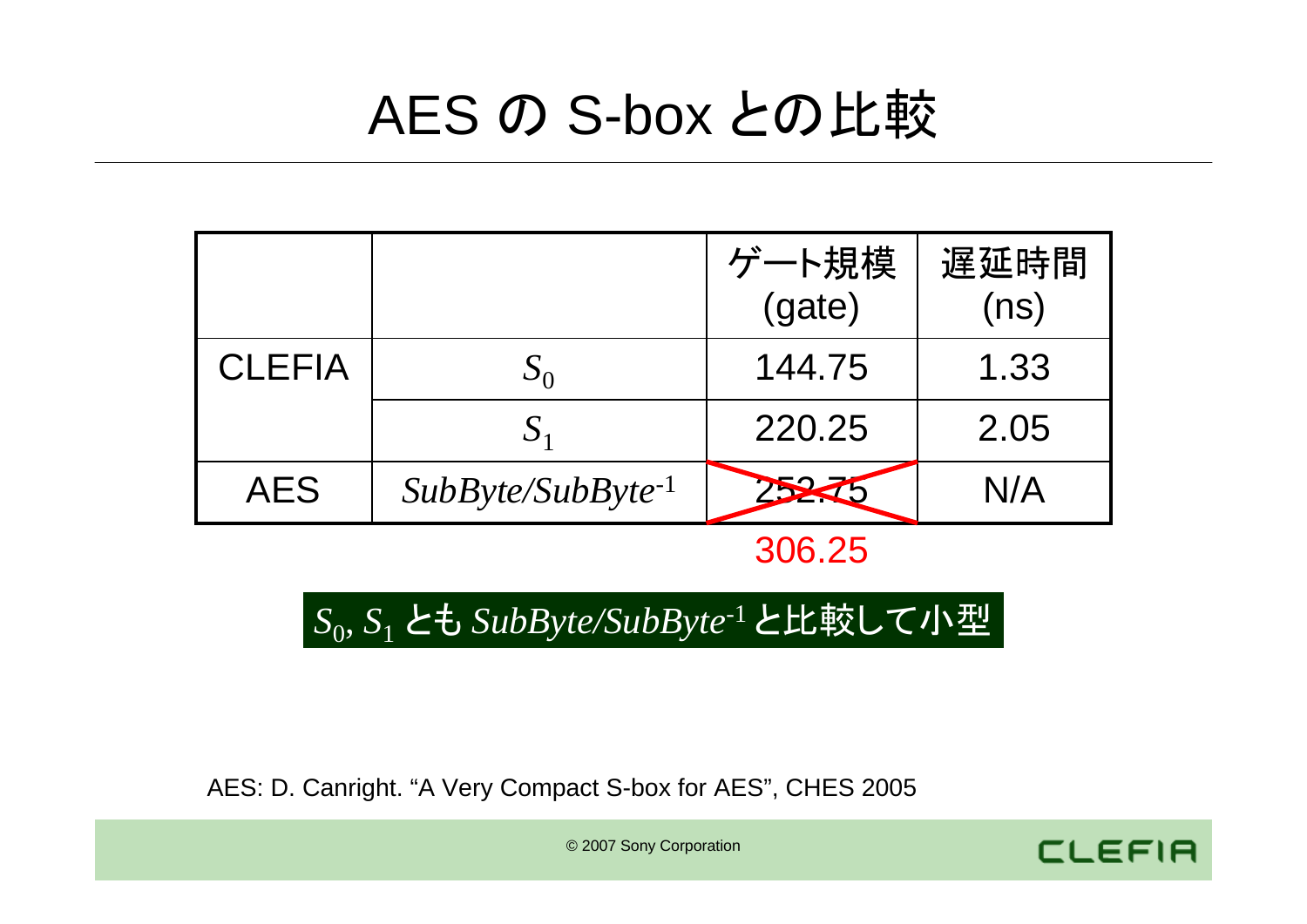# AES の S-box との比較

| | | ゲート規模 (gate) | 遅延時間 (ns) |
|---|---|---|---|
| CLEFIA | $S_0$ | 144.75 | 1.33 |
| | $S_1$ | 220.25 | 2.05 |
| AES | $SubByte/SubByte^{-1}$ | ~~252.75~~ 306.25 | N/A |

**$S_0$, $S_1$ とも $SubByte/SubByte^{-1}$ と比較して小型**

AES: D. Canright. “A Very Compact S-box for AES”, CHES 2005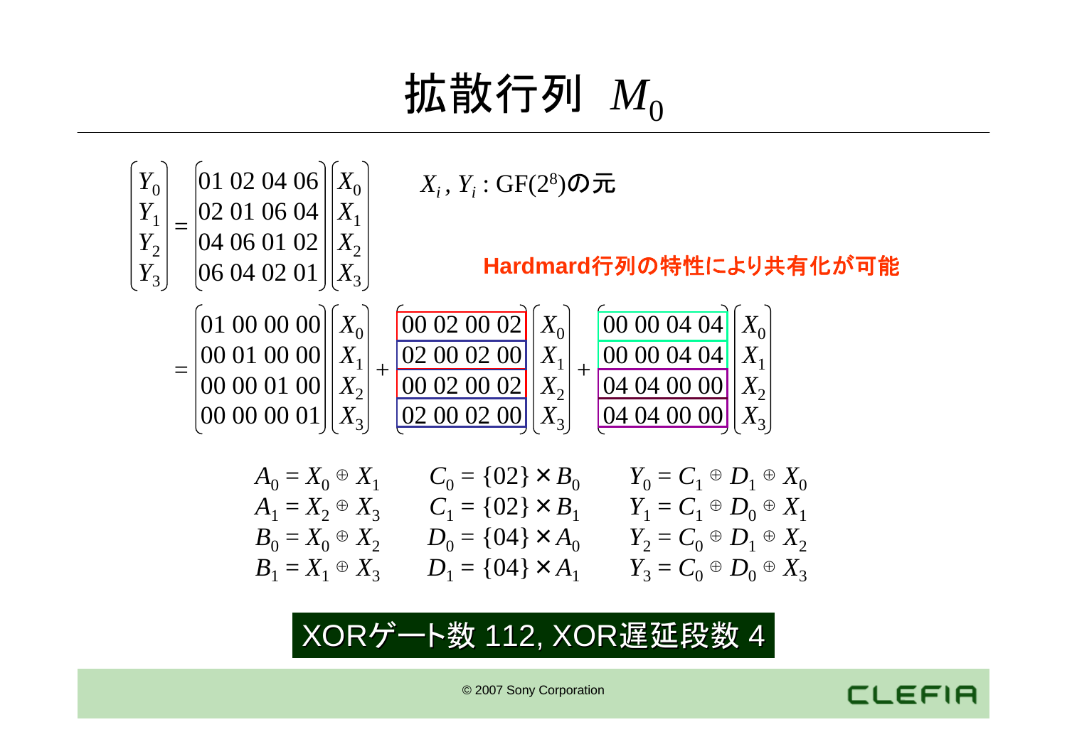# 拡散行列 $M_0$

$$
\begin{pmatrix} Y_0 \\ Y_1 \\ Y_2 \\ Y_3 \end{pmatrix} = \begin{pmatrix} 01 & 02 & 04 & 06 \\ 02 & 01 & 06 & 04 \\ 04 & 06 & 01 & 02 \\ 06 & 04 & 02 & 01 \end{pmatrix} \begin{pmatrix} X_0 \\ X_1 \\ X_2 \\ X_3 \end{pmatrix}
$$

$X_i, Y_i$ : GF($2^8$)の元

**Hardmard行列の特性により共有化が可能**

$$
= \begin{pmatrix} 01 & 00 & 00 & 00 \\ 00 & 01 & 00 & 00 \\ 00 & 00 & 01 & 00 \\ 00 & 00 & 00 & 01 \end{pmatrix} \begin{pmatrix} X_0 \\ X_1 \\ X_2 \\ X_3 \end{pmatrix} + \begin{pmatrix} 00 & 02 & 00 & 02 \\ 02 & 00 & 02 & 00 \\ 00 & 02 & 00 & 02 \\ 02 & 00 & 02 & 00 \end{pmatrix} \begin{pmatrix} X_0 \\ X_1 \\ X_2 \\ X_3 \end{pmatrix} + \begin{pmatrix} 00 & 00 & 04 & 04 \\ 00 & 00 & 04 & 04 \\ 04 & 04 & 00 & 00 \\ 04 & 04 & 00 & 00 \end{pmatrix} \begin{pmatrix} X_0 \\ X_1 \\ X_2 \\ X_3 \end{pmatrix}
$$

$$
\begin{aligned}
A_0 &= X_0 \oplus X_1 & C_0 &= \{02\} \times B_0 & Y_0 &= C_1 \oplus D_1 \oplus X_0 \\
A_1 &= X_2 \oplus X_3 & C_1 &= \{02\} \times B_1 & Y_1 &= C_1 \oplus D_0 \oplus X_1 \\
B_0 &= X_0 \oplus X_2 & D_0 &= \{04\} \times A_0 & Y_2 &= C_0 \oplus D_1 \oplus X_2 \\
B_1 &= X_1 \oplus X_3 & D_1 &= \{04\} \times A_1 & Y_3 &= C_0 \oplus D_0 \oplus X_3
\end{aligned}
$$

XORゲート数 112, XOR遅延段数 4

© 2007 Sony Corporation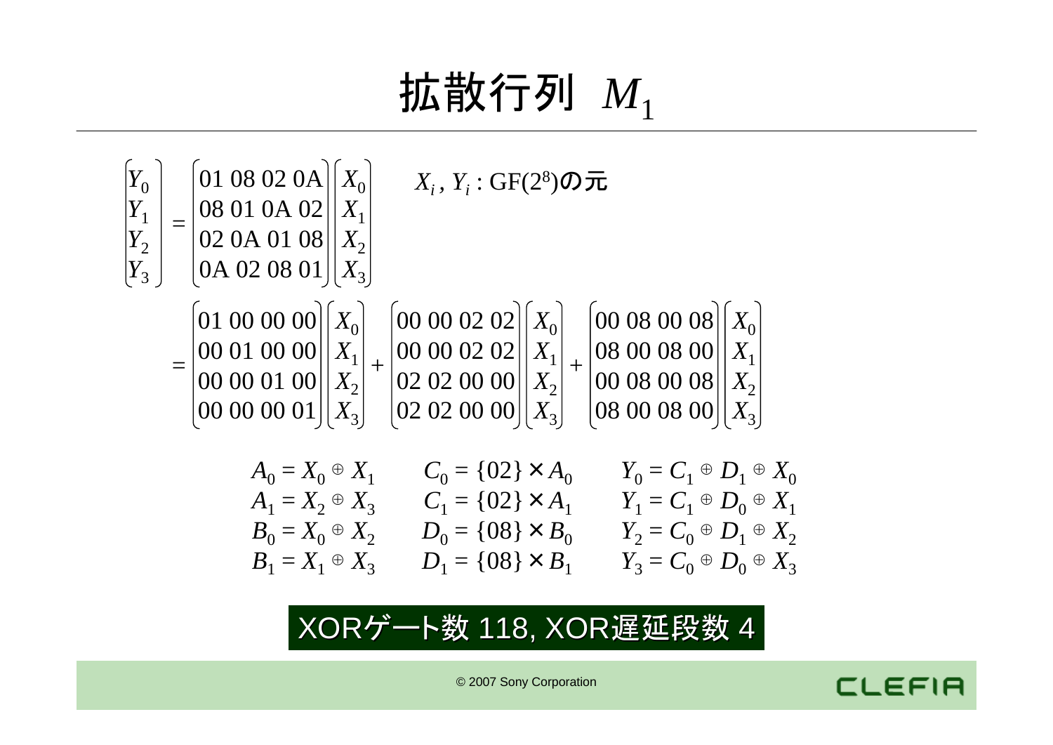# 拡散行列 $M_1$

$$
\begin{pmatrix} Y_0 \\ Y_1 \\ Y_2 \\ Y_3 \end{pmatrix} = \begin{pmatrix} \text{01 08 02 0A} \\ \text{08 01 0A 02} \\ \text{02 0A 01 08} \\ \text{0A 02 08 01} \end{pmatrix} \begin{pmatrix} X_0 \\ X_1 \\ X_2 \\ X_3 \end{pmatrix}
$$

$X_i, Y_i : \mathrm{GF}(2^8)$の元

$$
= \begin{pmatrix} \text{01 00 00 00} \\ \text{00 01 00 00} \\ \text{00 00 01 00} \\ \text{00 00 00 01} \end{pmatrix} \begin{pmatrix} X_0 \\ X_1 \\ X_2 \\ X_3 \end{pmatrix} + \begin{pmatrix} \text{00 00 02 02} \\ \text{00 00 02 02} \\ \text{02 02 00 00} \\ \text{02 02 00 00} \end{pmatrix} \begin{pmatrix} X_0 \\ X_1 \\ X_2 \\ X_3 \end{pmatrix} + \begin{pmatrix} \text{00 08 00 08} \\ \text{08 00 08 00} \\ \text{00 08 00 08} \\ \text{08 00 08 00} \end{pmatrix} \begin{pmatrix} X_0 \\ X_1 \\ X_2 \\ X_3 \end{pmatrix}
$$

$$
\begin{aligned}
A_0 &= X_0 \oplus X_1 & C_0 &= \{02\} \times A_0 & Y_0 &= C_1 \oplus D_1 \oplus X_0 \\
A_1 &= X_2 \oplus X_3 & C_1 &= \{02\} \times A_1 & Y_1 &= C_1 \oplus D_0 \oplus X_1 \\
B_0 &= X_0 \oplus X_2 & D_0 &= \{08\} \times B_0 & Y_2 &= C_0 \oplus D_1 \oplus X_2 \\
B_1 &= X_1 \oplus X_3 & D_1 &= \{08\} \times B_1 & Y_3 &= C_0 \oplus D_0 \oplus X_3
\end{aligned}
$$

**XORゲート数 118, XOR遅延段数 4**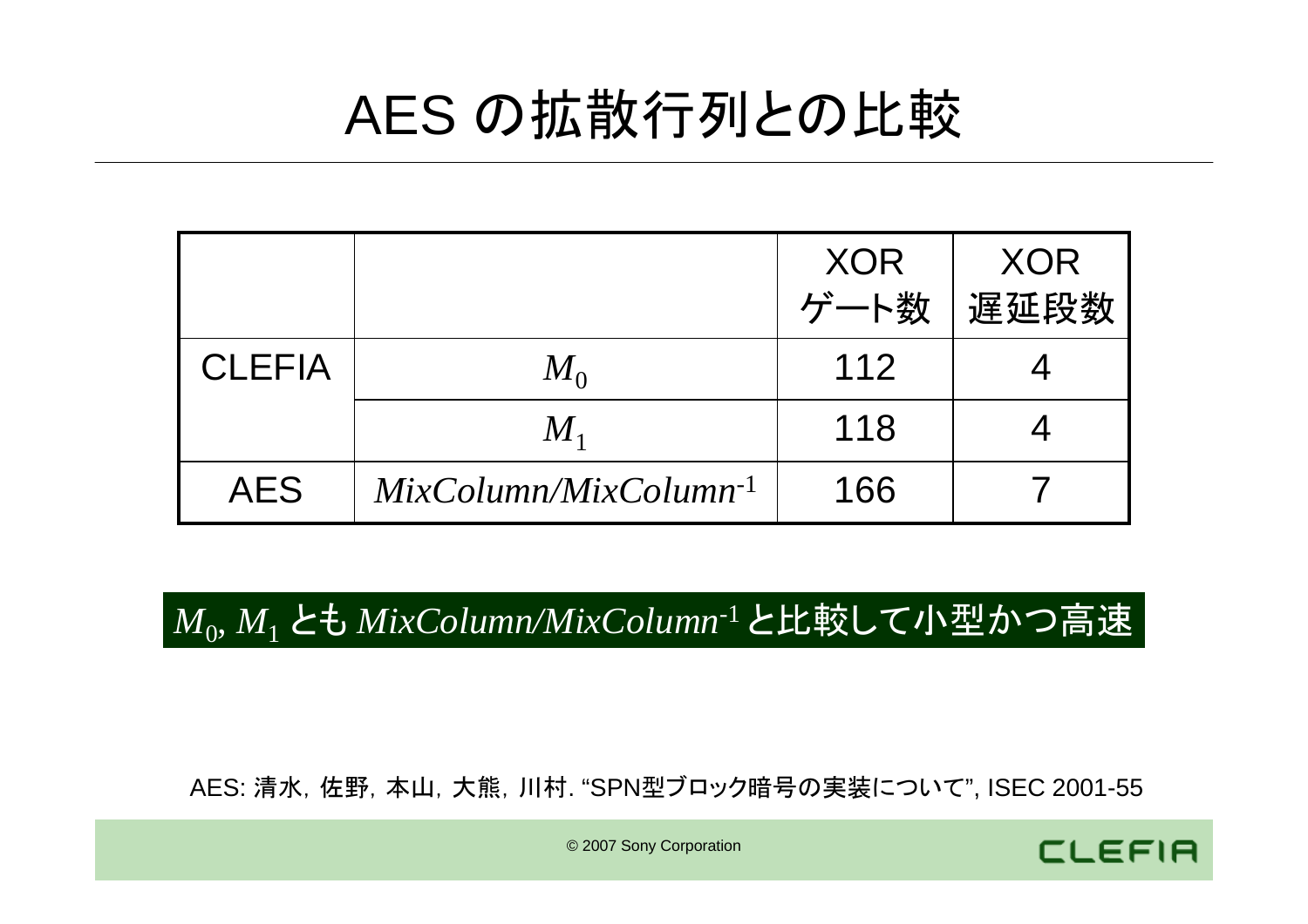# AES の拡散行列との比較

| | | XOR ゲート数 | XOR 遅延段数 |
|---|---|---|---|
| CLEFIA | $M_0$ | 112 | 4 |
| | $M_1$ | 118 | 4 |
| AES | $MixColumn/MixColumn^{-1}$ | 166 | 7 |

$M_0$, $M_1$ とも $MixColumn/MixColumn^{-1}$ と比較して小型かつ高速

AES: 清水，佐野，本山，大熊，川村. “SPN型ブロック暗号の実装について”, ISEC 2001-55

© 2007 Sony Corporation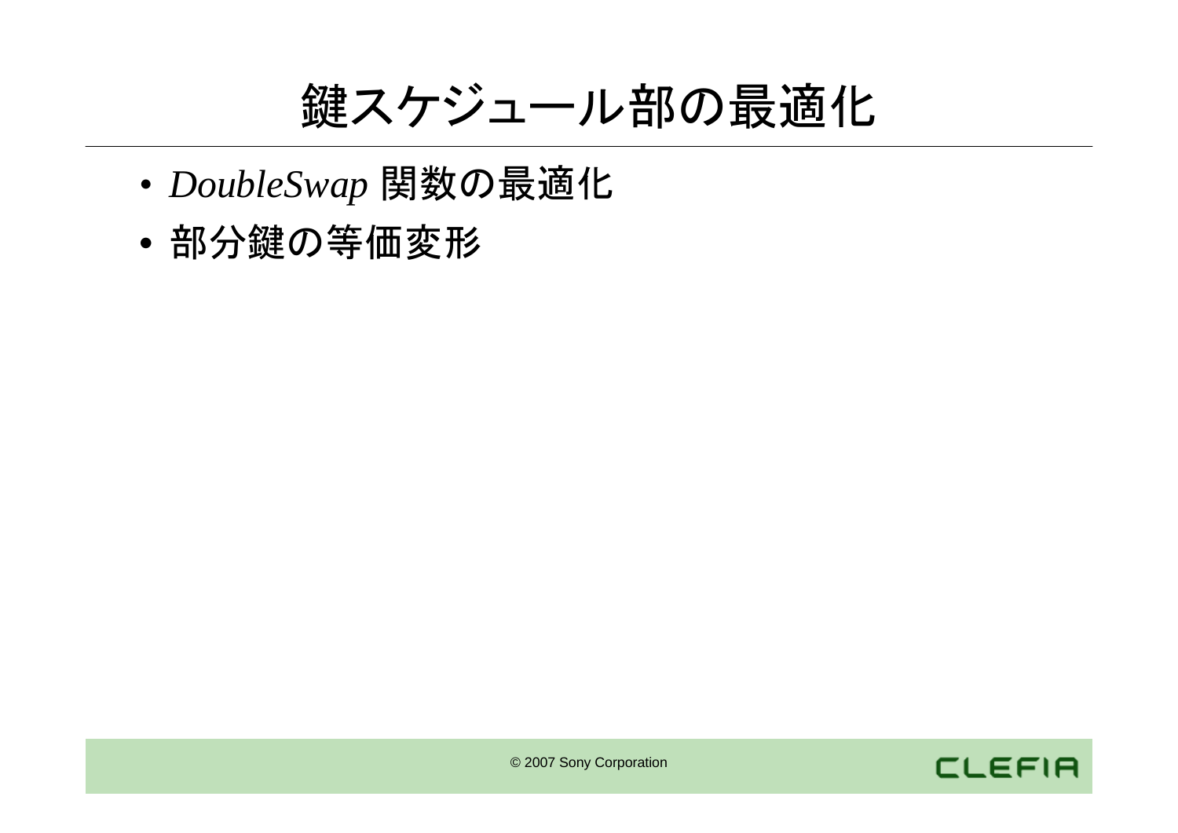# 鍵スケジュール部の最適化

- *DoubleSwap* 関数の最適化
- 部分鍵の等価変形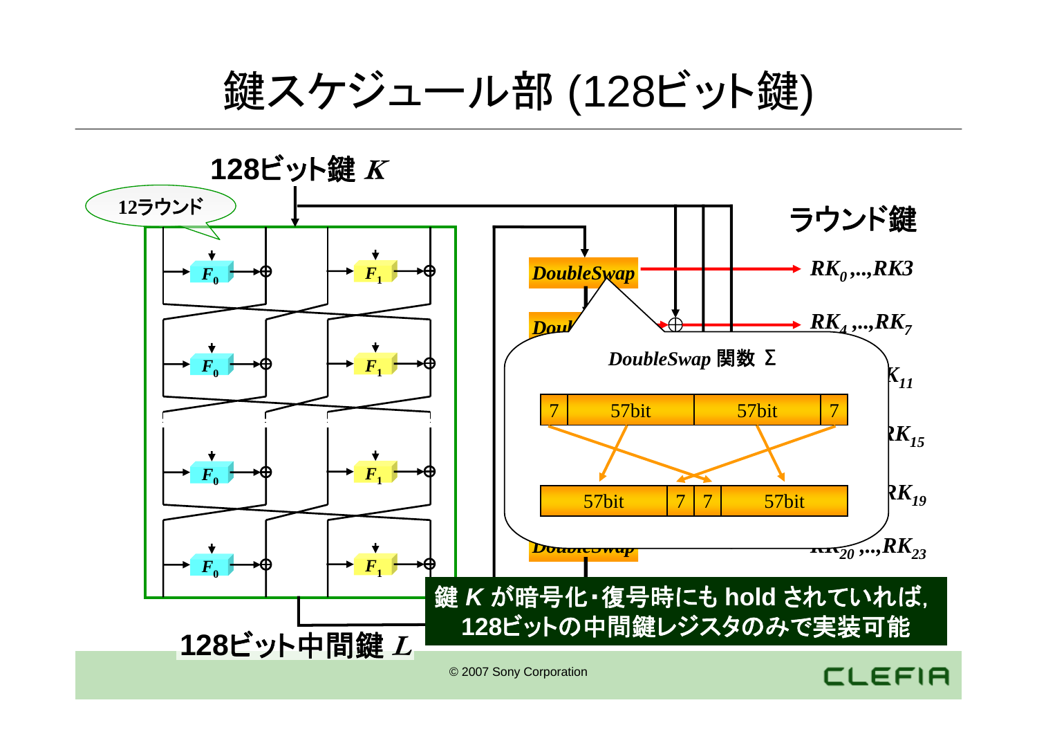# 鍵スケジュール部 (128ビット鍵)

128ビット鍵 $K$

12ラウンド

$F_0$ $F_1$

DoubleSwap

ラウンド鍵

$RK_0,...,RK3$

$RK_4,...,RK_7$

$K_{11}$

$RK_{15}$

$RK_{19}$

$RK_{20},...,RK_{23}$

*DoubleSwap* 関数 Σ

| 7 | 57bit | 57bit | 7 |
|---|---|---|---|

| 57bit | 7 | 7 | 57bit |
|---|---|---|---|

128ビット中間鍵 $L$

鍵 $K$ が暗号化・復号時にも hold されていれば,
128ビットの中間鍵レジスタのみで実装可能

© 2007 Sony Corporation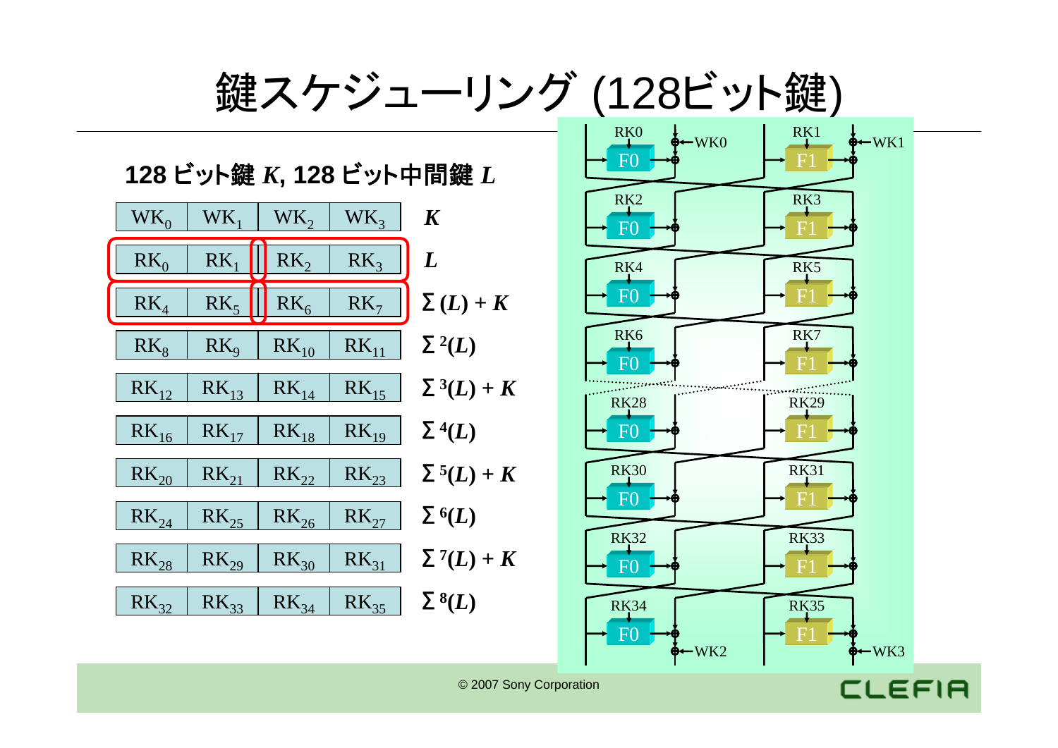# 鍵スケジューリング (128ビット鍵)

**128 ビット鍵 *K*, 128 ビット中間鍵 *L***

| | | | | |
|---|---|---|---|---|
| $WK_0$ | $WK_1$ | $WK_2$ | $WK_3$ | $K$ |
| $RK_0$ | $RK_1$ | $RK_2$ | $RK_3$ | $L$ |
| $RK_4$ | $RK_5$ | $RK_6$ | $RK_7$ | $\Sigma(L) + K$ |
| $RK_8$ | $RK_9$ | $RK_{10}$ | $RK_{11}$ | $\Sigma^2(L)$ |
| $RK_{12}$ | $RK_{13}$ | $RK_{14}$ | $RK_{15}$ | $\Sigma^3(L) + K$ |
| $RK_{16}$ | $RK_{17}$ | $RK_{18}$ | $RK_{19}$ | $\Sigma^4(L)$ |
| $RK_{20}$ | $RK_{21}$ | $RK_{22}$ | $RK_{23}$ | $\Sigma^5(L) + K$ |
| $RK_{24}$ | $RK_{25}$ | $RK_{26}$ | $RK_{27}$ | $\Sigma^6(L)$ |
| $RK_{28}$ | $RK_{29}$ | $RK_{30}$ | $RK_{31}$ | $\Sigma^7(L) + K$ |
| $RK_{32}$ | $RK_{33}$ | $RK_{34}$ | $RK_{35}$ | $\Sigma^8(L)$ |

© 2007 Sony Corporation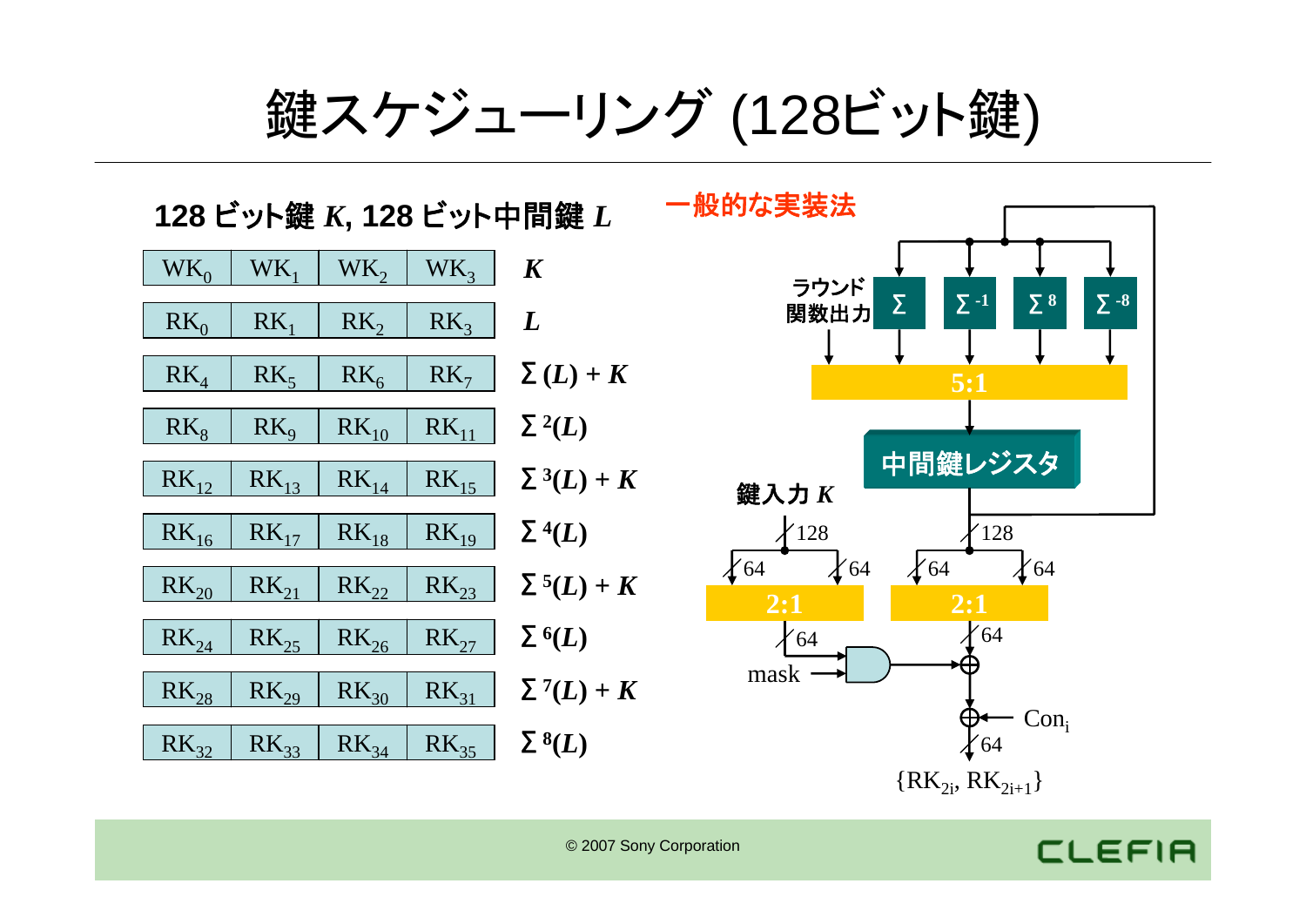# 鍵スケジューリング (128ビット鍵)

**128 ビット鍵 $K$, 128 ビット中間鍵 $L$**

| | | | | |
|---|---|---|---|---|
| $WK_0$ | $WK_1$ | $WK_2$ | $WK_3$ | $K$ |
| $RK_0$ | $RK_1$ | $RK_2$ | $RK_3$ | $L$ |
| $RK_4$ | $RK_5$ | $RK_6$ | $RK_7$ | $\Sigma(L) + K$ |
| $RK_8$ | $RK_9$ | $RK_{10}$ | $RK_{11}$ | $\Sigma^2(L)$ |
| $RK_{12}$ | $RK_{13}$ | $RK_{14}$ | $RK_{15}$ | $\Sigma^3(L) + K$ |
| $RK_{16}$ | $RK_{17}$ | $RK_{18}$ | $RK_{19}$ | $\Sigma^4(L)$ |
| $RK_{20}$ | $RK_{21}$ | $RK_{22}$ | $RK_{23}$ | $\Sigma^5(L) + K$ |
| $RK_{24}$ | $RK_{25}$ | $RK_{26}$ | $RK_{27}$ | $\Sigma^6(L)$ |
| $RK_{28}$ | $RK_{29}$ | $RK_{30}$ | $RK_{31}$ | $\Sigma^7(L) + K$ |
| $RK_{32}$ | $RK_{33}$ | $RK_{34}$ | $RK_{35}$ | $\Sigma^8(L)$ |

**一般的な実装法**

ラウンド関数出力, $\Sigma$, $\Sigma^{-1}$, $\Sigma^{8}$, $\Sigma^{-8}$ → 5:1 → 中間鍵レジスタ

鍵入力 $K$ (128) → 64 / 64 → 2:1 → 64 → AND (mask)

中間鍵レジスタ (128) → 64 / 64 → 2:1 → 64 → $\oplus$ → $\oplus$ ← $Con_i$ → 64 → $\{RK_{2i}, RK_{2i+1}\}$

© 2007 Sony Corporation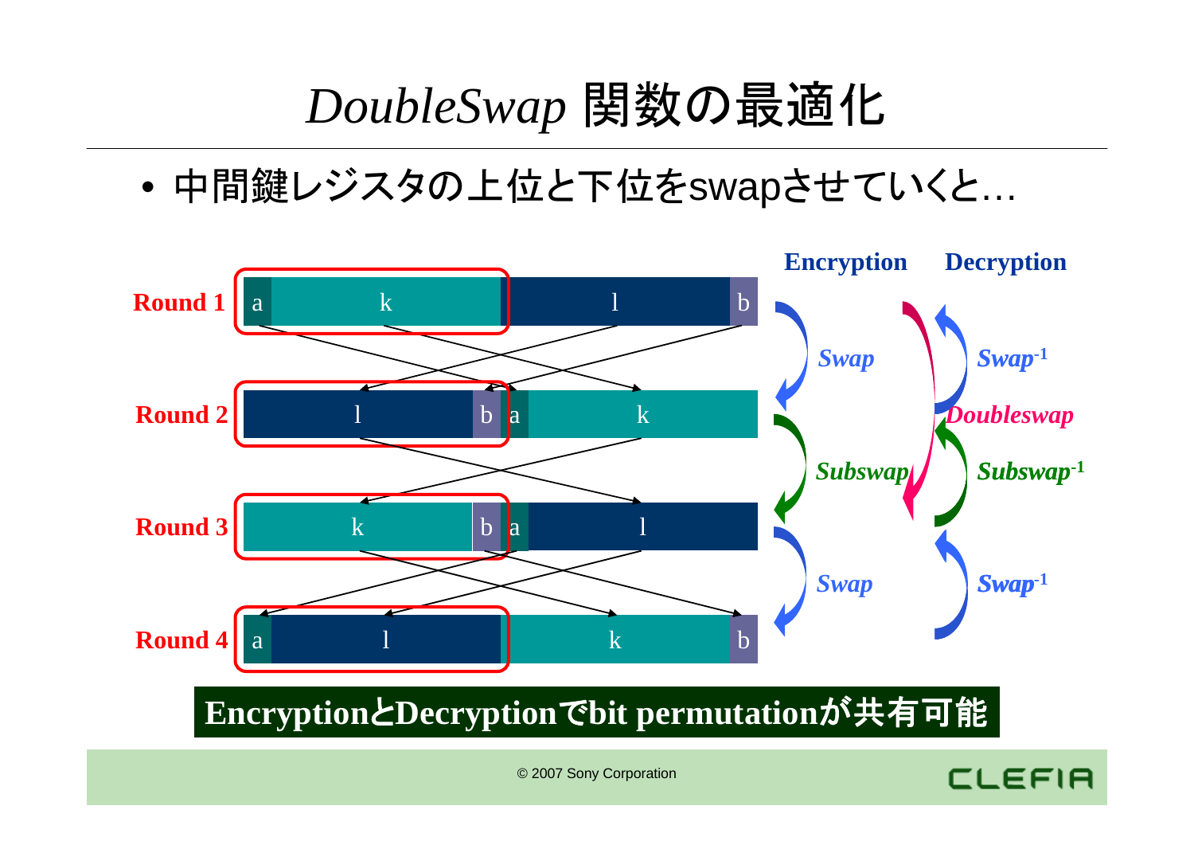# *DoubleSwap* 関数の最適化

- 中間鍵レジスタの上位と下位をswapさせていくと…

| | | | | |
|---|---|---|---|---|
| Round 1 | a | k | l | b |
| Round 2 | l | b | a | k |
| Round 3 | k | b | a | l |
| Round 4 | a | l | k | b |

Encryption: *Swap* → *Subswap* → *Swap*

Decryption: *Swap*$^{-1}$ ← *Subswap*$^{-1}$ ← *Swap*$^{-1}$

*Doubleswap*

**EncryptionとDecryptionでbit permutationが共有可能**

© 2007 Sony Corporation

CLEFIA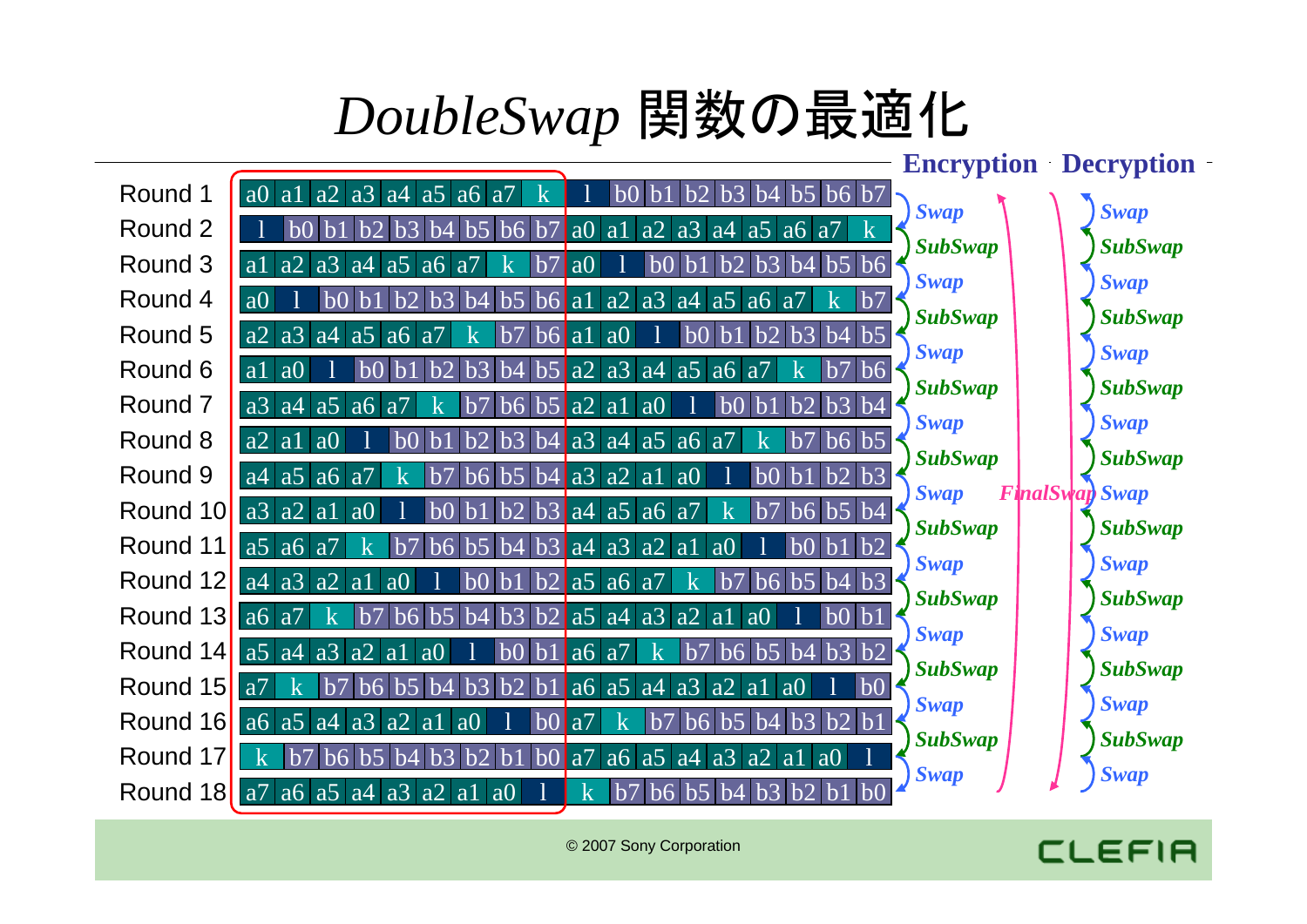# *DoubleSwap* 関数の最適化

| Round | | | | | | | | | | | | | | | | | | |
|---|---|---|---|---|---|---|---|---|---|---|---|---|---|---|---|---|---|---|
| Round 1 | a0 | a1 | a2 | a3 | a4 | a5 | a6 | a7 | k | l | b0 | b1 | b2 | b3 | b4 | b5 | b6 | b7 |
| Round 2 | l | b0 | b1 | b2 | b3 | b4 | b5 | b6 | b7 | a0 | a1 | a2 | a3 | a4 | a5 | a6 | a7 | k |
| Round 3 | a1 | a2 | a3 | a4 | a5 | a6 | a7 | k | b7 | a0 | l | b0 | b1 | b2 | b3 | b4 | b5 | b6 |
| Round 4 | a0 | l | b0 | b1 | b2 | b3 | b4 | b5 | b6 | a1 | a2 | a3 | a4 | a5 | a6 | a7 | k | b7 |
| Round 5 | a2 | a3 | a4 | a5 | a6 | a7 | k | b7 | b6 | a1 | a0 | l | b0 | b1 | b2 | b3 | b4 | b5 |
| Round 6 | a1 | a0 | l | b0 | b1 | b2 | b3 | b4 | b5 | a2 | a3 | a4 | a5 | a6 | a7 | k | b7 | b6 |
| Round 7 | a3 | a4 | a5 | a6 | a7 | k | b7 | b6 | b5 | a2 | a1 | a0 | l | b0 | b1 | b2 | b3 | b4 |
| Round 8 | a2 | a1 | a0 | l | b0 | b1 | b2 | b3 | b4 | a3 | a4 | a5 | a6 | a7 | k | b7 | b6 | b5 |
| Round 9 | a4 | a5 | a6 | a7 | k | b7 | b6 | b5 | b4 | a3 | a2 | a1 | a0 | l | b0 | b1 | b2 | b3 |
| Round 10 | a3 | a2 | a1 | a0 | l | b0 | b1 | b2 | b3 | a4 | a5 | a6 | a7 | k | b7 | b6 | b5 | b4 |
| Round 11 | a5 | a6 | a7 | k | b7 | b6 | b5 | b4 | b3 | a4 | a3 | a2 | a1 | a0 | l | b0 | b1 | b2 |
| Round 12 | a4 | a3 | a2 | a1 | a0 | l | b0 | b1 | b2 | a5 | a6 | a7 | k | b7 | b6 | b5 | b4 | b3 |
| Round 13 | a6 | a7 | k | b7 | b6 | b5 | b4 | b3 | b2 | a5 | a4 | a3 | a2 | a1 | a0 | l | b0 | b1 |
| Round 14 | a5 | a4 | a3 | a2 | a1 | a0 | l | b0 | b1 | a6 | a7 | k | b7 | b6 | b5 | b4 | b3 | b2 |
| Round 15 | a7 | k | b7 | b6 | b5 | b4 | b3 | b2 | b1 | a6 | a5 | a4 | a3 | a2 | a1 | a0 | l | b0 |
| Round 16 | a6 | a5 | a4 | a3 | a2 | a1 | a0 | l | b0 | a7 | k | b7 | b6 | b5 | b4 | b3 | b2 | b1 |
| Round 17 | k | b7 | b6 | b5 | b4 | b3 | b2 | b1 | b0 | a7 | a6 | a5 | a4 | a3 | a2 | a1 | a0 | l |
| Round 18 | a7 | a6 | a5 | a4 | a3 | a2 | a1 | a0 | l | k | b7 | b6 | b5 | b4 | b3 | b2 | b1 | b0 |

**Encryption**: *Swap*, *SubSwap*, *Swap*, *SubSwap*, *Swap*, *SubSwap*, *Swap*, *SubSwap*, *Swap*, *SubSwap*, *Swap*, *SubSwap*, *Swap*, *SubSwap*, *Swap*, *SubSwap*, *Swap*

*FinalSwap*

**Decryption**: *Swap*, *SubSwap*, *Swap*, *SubSwap*, *Swap*, *SubSwap*, *Swap*, *SubSwap*, *Swap*, *SubSwap*, *Swap*, *SubSwap*, *Swap*, *SubSwap*, *Swap*, *SubSwap*, *Swap*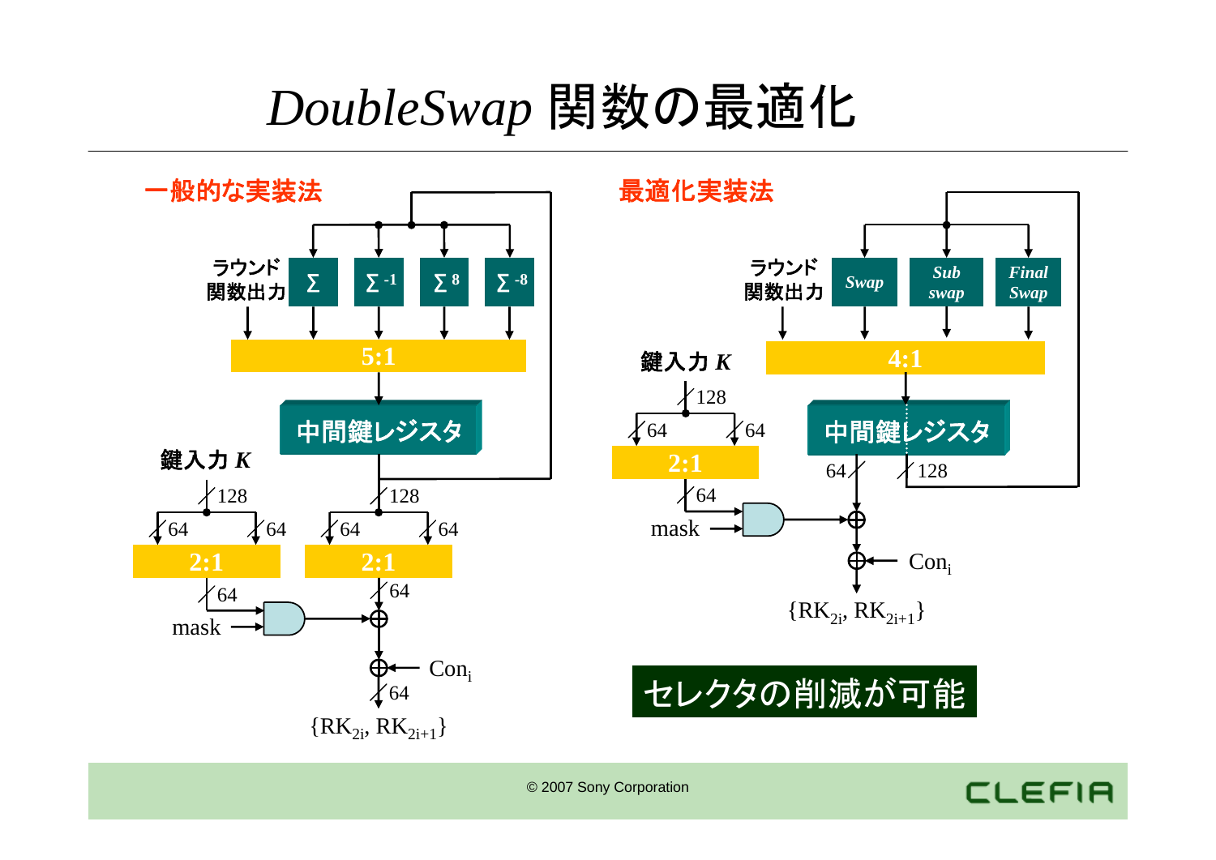# *DoubleSwap* 関数の最適化

**一般的な実装法**

ラウンド関数出力

Σ　$\Sigma^{-1}$　$\Sigma^{8}$　$\Sigma^{-8}$

5:1

中間鍵レジスタ

鍵入力 *K*

128　64　64　2:1　64　mask

128　64　64　2:1　64

$Con_i$

64

$\{RK_{2i}, RK_{2i+1}\}$

**最適化実装法**

ラウンド関数出力

*Swap*　*Sub swap*　*Final Swap*

4:1

中間鍵レジスタ

鍵入力 *K*

128　64　64　2:1　64　mask

64　128

$Con_i$

$\{RK_{2i}, RK_{2i+1}\}$

**セレクタの削減が可能**

© 2007 Sony Corporation

CLEFIA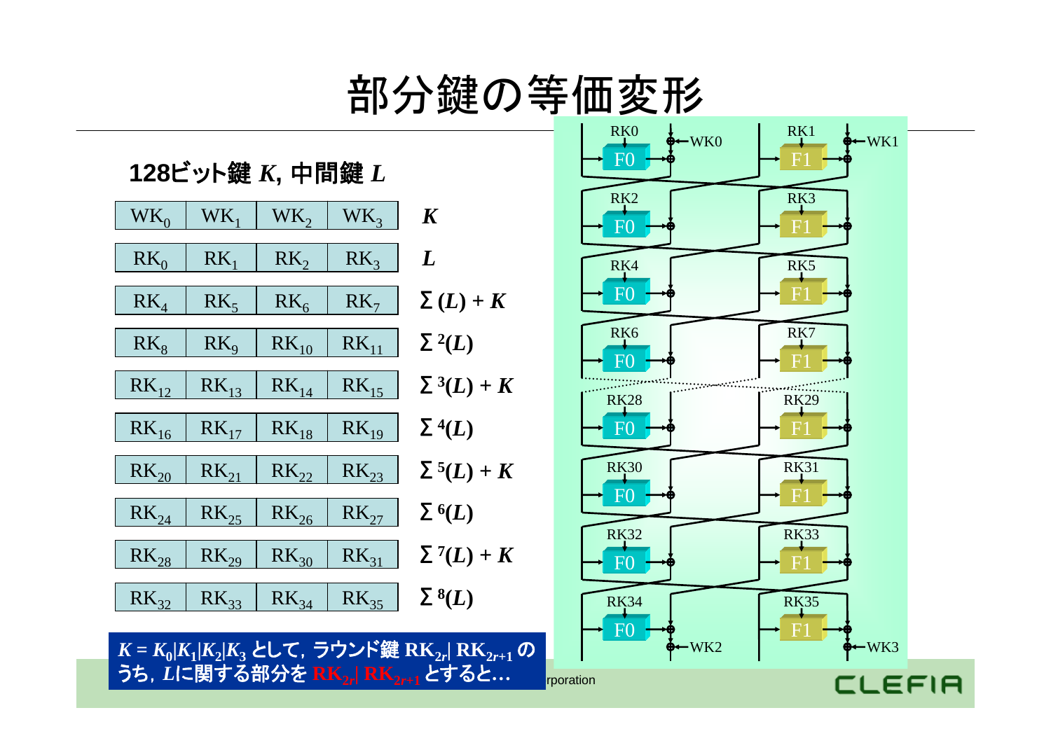# 部分鍵の等価変形

**128ビット鍵 $K$, 中間鍵 $L$**

| | | | | |
|---|---|---|---|---|
| $WK_0$ | $WK_1$ | $WK_2$ | $WK_3$ | $K$ |
| $RK_0$ | $RK_1$ | $RK_2$ | $RK_3$ | $L$ |
| $RK_4$ | $RK_5$ | $RK_6$ | $RK_7$ | $\Sigma(L) + K$ |
| $RK_8$ | $RK_9$ | $RK_{10}$ | $RK_{11}$ | $\Sigma^2(L)$ |
| $RK_{12}$ | $RK_{13}$ | $RK_{14}$ | $RK_{15}$ | $\Sigma^3(L) + K$ |
| $RK_{16}$ | $RK_{17}$ | $RK_{18}$ | $RK_{19}$ | $\Sigma^4(L)$ |
| $RK_{20}$ | $RK_{21}$ | $RK_{22}$ | $RK_{23}$ | $\Sigma^5(L) + K$ |
| $RK_{24}$ | $RK_{25}$ | $RK_{26}$ | $RK_{27}$ | $\Sigma^6(L)$ |
| $RK_{28}$ | $RK_{29}$ | $RK_{30}$ | $RK_{31}$ | $\Sigma^7(L) + K$ |
| $RK_{32}$ | $RK_{33}$ | $RK_{34}$ | $RK_{35}$ | $\Sigma^8(L)$ |

$K = K_0|K_1|K_2|K_3$ として，ラウンド鍵 $RK_{2r}|RK_{2r+1}$ のうち，$L$に関する部分を $RK_{2r}|RK_{2r+1}$ とすると…

RK0, WK0, F0, RK1, WK1, F1, RK2, F0, RK3, F1, RK4, F0, RK5, F1, RK6, F0, RK7, F1, RK28, F0, RK29, F1, RK30, F0, RK31, F1, RK32, F0, RK33, F1, RK34, F0, WK2, RK35, F1, WK3

CLEFIA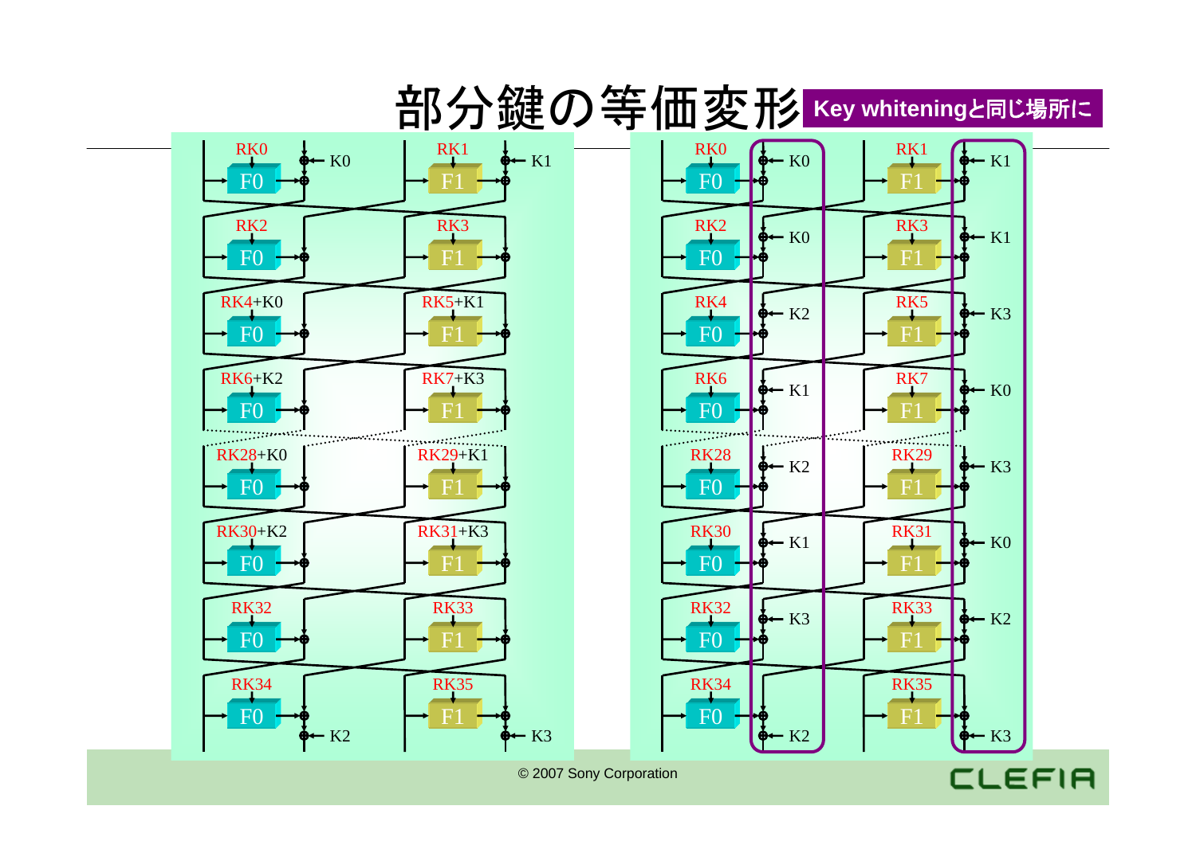# 部分鍵の等価変形

**Key whiteningと同じ場所に**

| RK0 | K0 | RK1 | K1 |
|---|---|---|---|
| RK2 | | RK3 | |
| RK4+K0 | | RK5+K1 | |
| RK6+K2 | | RK7+K3 | |
| RK28+K0 | | RK29+K1 | |
| RK30+K2 | | RK31+K3 | |
| RK32 | | RK33 | |
| RK34 | K2 | RK35 | K3 |

| RK0 | K0 | RK1 | K1 |
|---|---|---|---|
| RK2 | K0 | RK3 | K1 |
| RK4 | K2 | RK5 | K3 |
| RK6 | K1 | RK7 | K0 |
| RK28 | K2 | RK29 | K3 |
| RK30 | K1 | RK31 | K0 |
| RK32 | K3 | RK33 | K2 |
| RK34 | K2 | RK35 | K3 |

© 2007 Sony Corporation

CLEFIA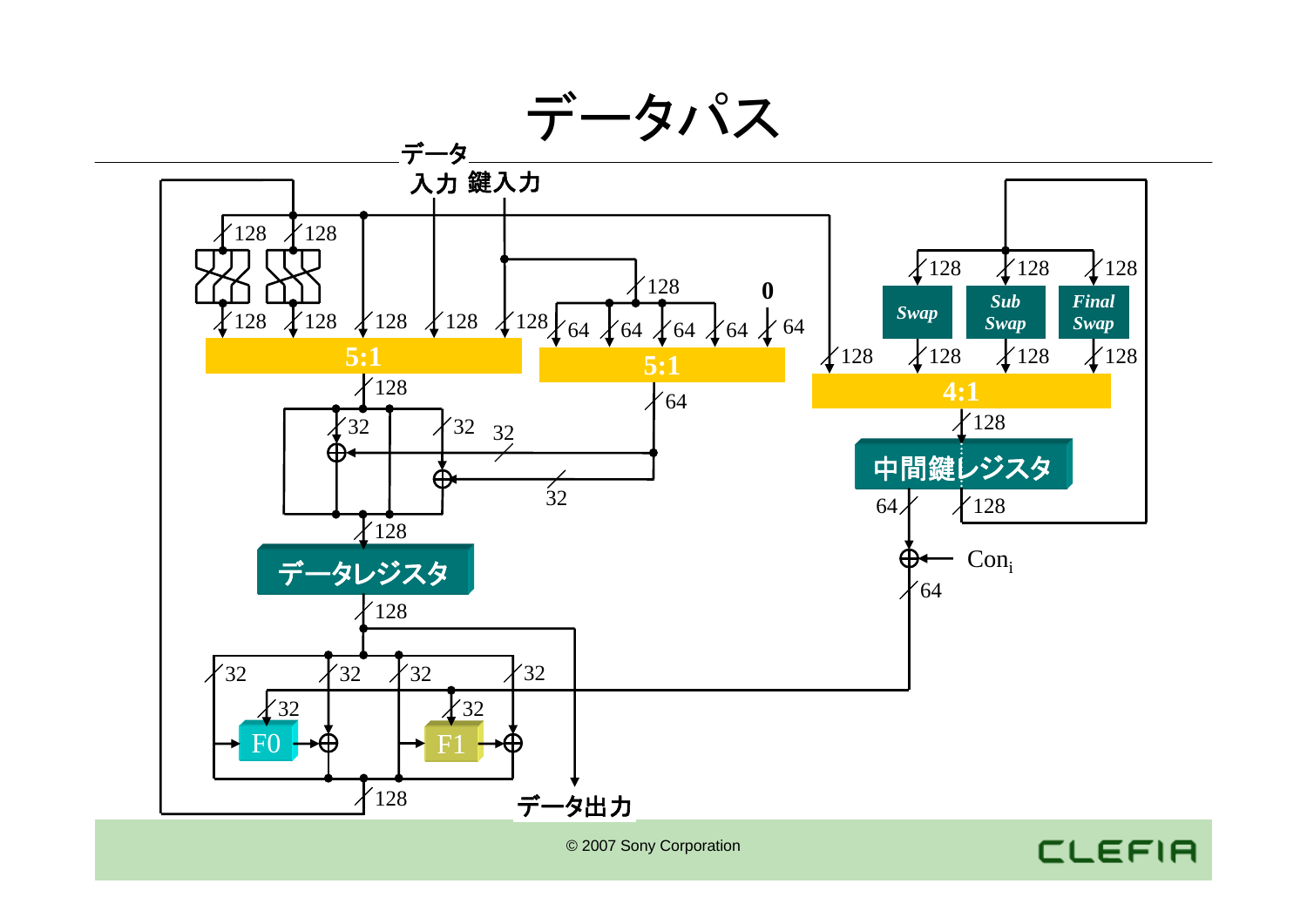# データパス

データ入力 鍵入力

128 128 128 128 128 128 128

5:1

128

32 32 32

32

データレジスタ

128

32 32 32 32

32 32

F0 F1

128

データ出力

128

64 64 64 64 64

0

5:1

64

128 128 128

Swap Sub Swap Final Swap

128 128 128 128

4:1

128

中間鍵レジスタ

64 128

$\mathrm{Con}_i$

64

© 2007 Sony Corporation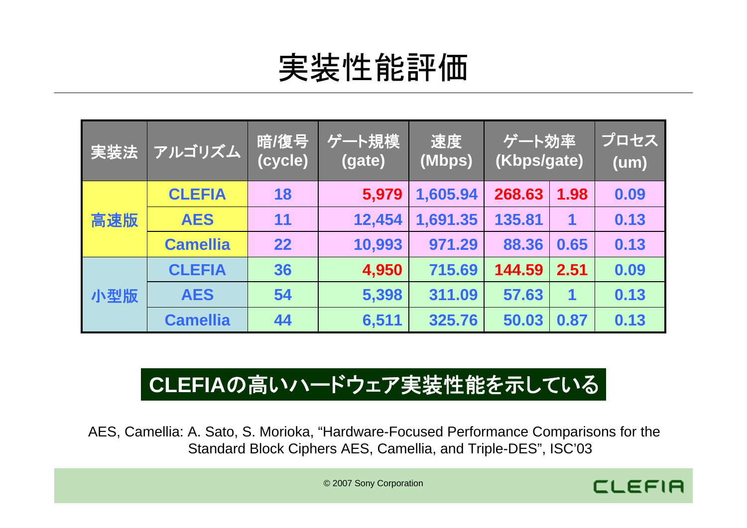# 実装性能評価

| 実装法 | アルゴリズム | 暗/復号 (cycle) | ゲート規模 (gate) | 速度 (Mbps) | ゲート効率 (Kbps/gate) | | プロセス (um) |
|---|---|---|---|---|---|---|---|
| 高速版 | CLEFIA | 18 | 5,979 | 1,605.94 | 268.63 | 1.98 | 0.09 |
| | AES | 11 | 12,454 | 1,691.35 | 135.81 | 1 | 0.13 |
| | Camellia | 22 | 10,993 | 971.29 | 88.36 | 0.65 | 0.13 |
| 小型版 | CLEFIA | 36 | 4,950 | 715.69 | 144.59 | 2.51 | 0.09 |
| | AES | 54 | 5,398 | 311.09 | 57.63 | 1 | 0.13 |
| | Camellia | 44 | 6,511 | 325.76 | 50.03 | 0.87 | 0.13 |

**CLEFIAの高いハードウェア実装性能を示している**

AES, Camellia: A. Sato, S. Morioka, "Hardware-Focused Performance Comparisons for the Standard Block Ciphers AES, Camellia, and Triple-DES", ISC'03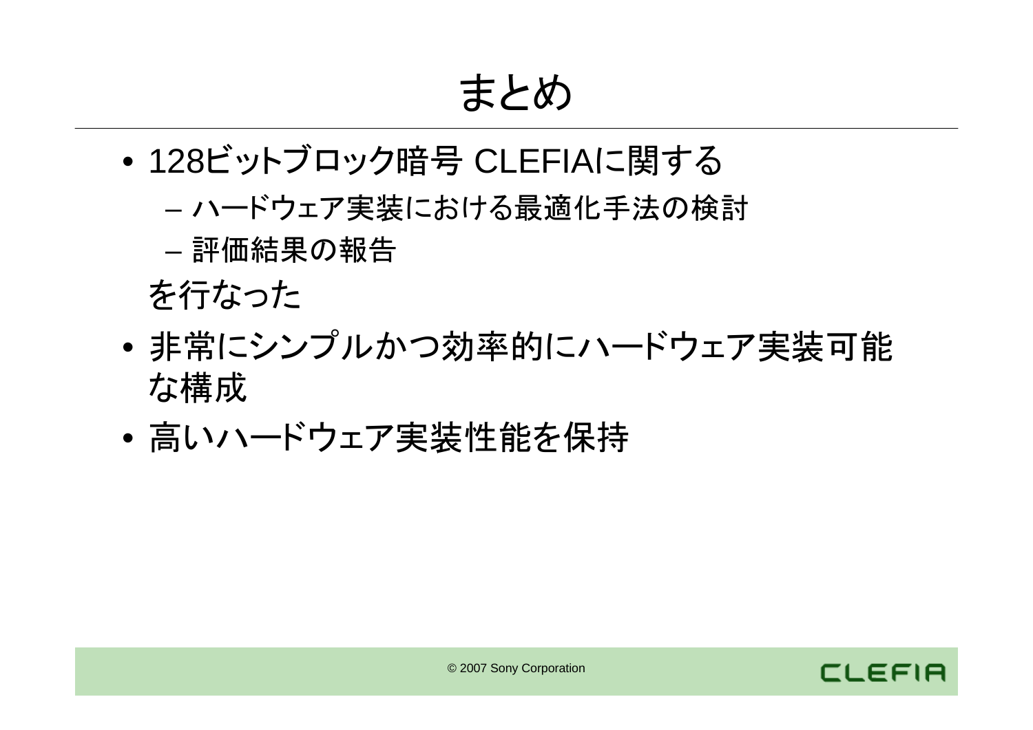# まとめ

- 128ビットブロック暗号 CLEFIAに関する
  - ハードウェア実装における最適化手法の検討
  - 評価結果の報告

  を行なった
- 非常にシンプルかつ効率的にハードウェア実装可能な構成
- 高いハードウェア実装性能を保持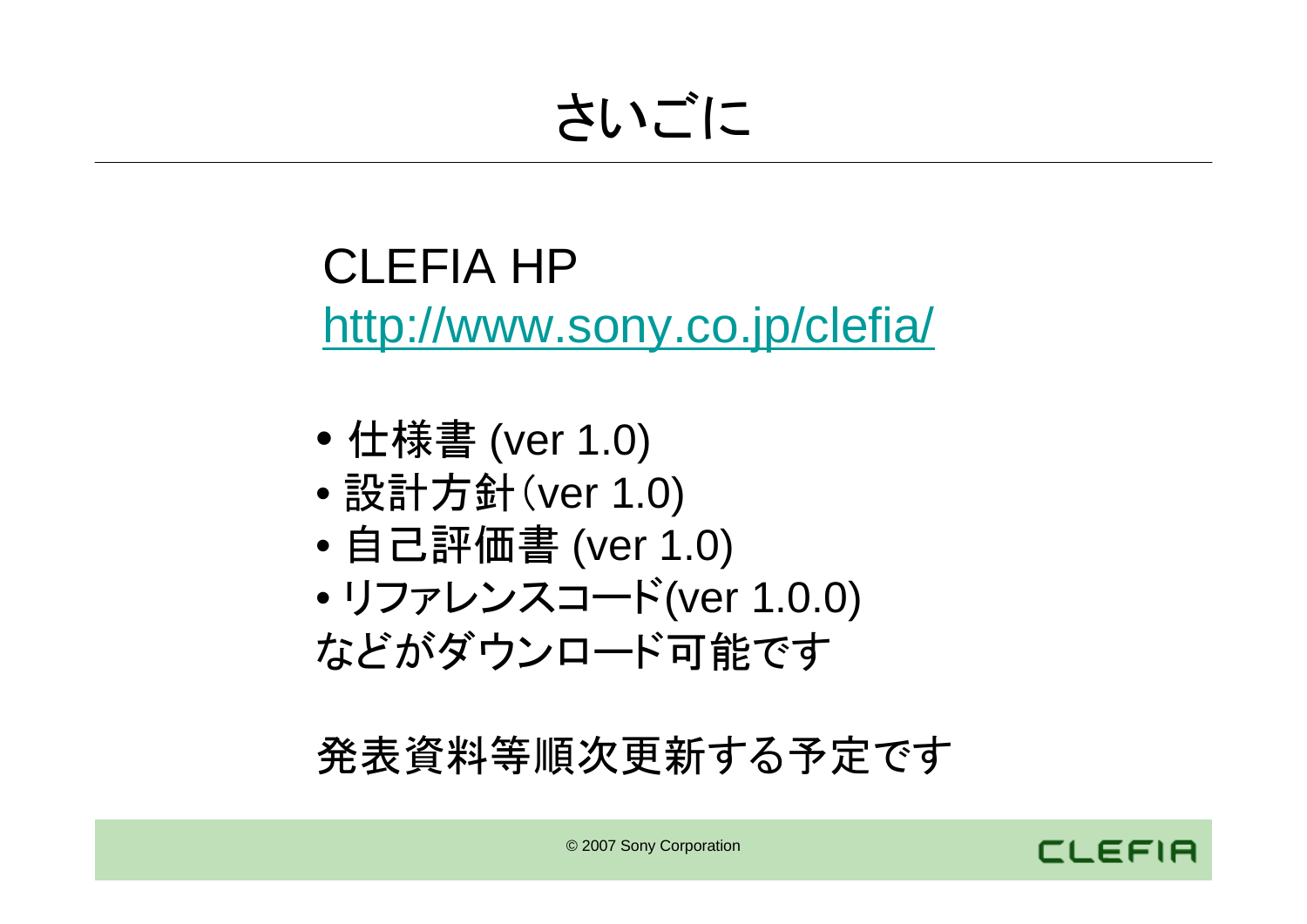# さいごに

CLEFIA HP
http://www.sony.co.jp/clefia/

- 仕様書 (ver 1.0)
- 設計方針（ver 1.0)
- 自己評価書 (ver 1.0)
- リファレンスコード(ver 1.0.0)

などがダウンロード可能です

発表資料等順次更新する予定です

© 2007 Sony Corporation